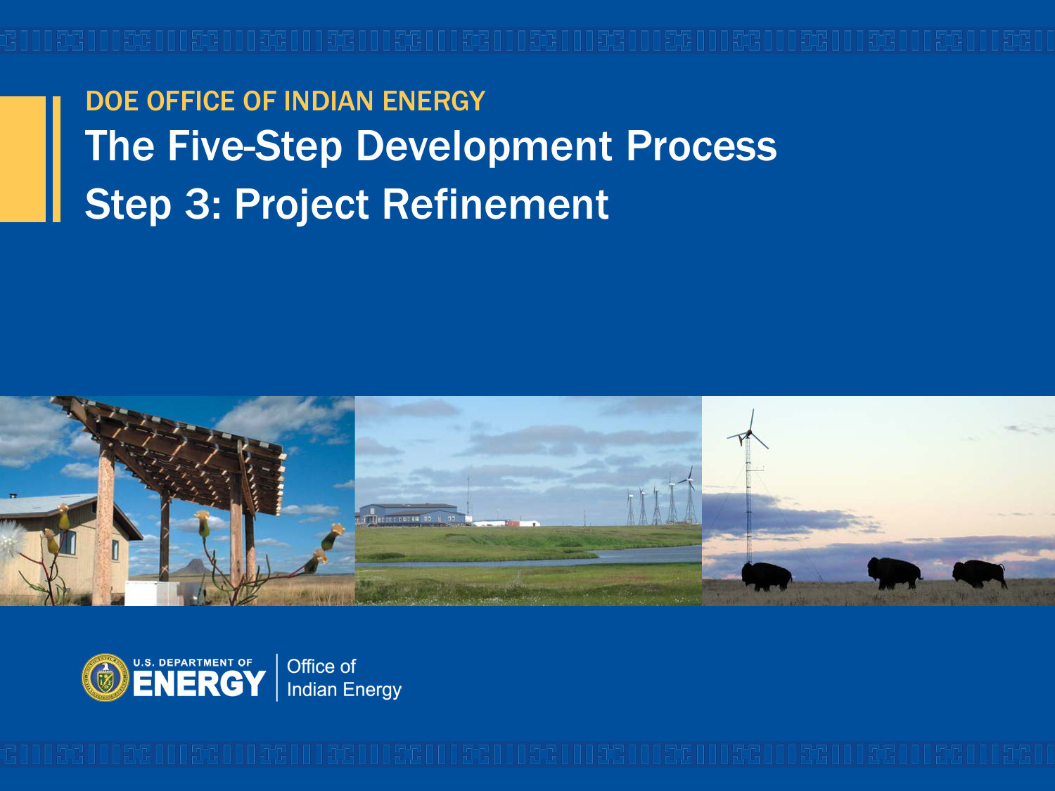DOE OFFICE OF INDIAN ENERGY

# The Five-Step Development Process

# Step 3: Project Refinement

U.S. DEPARTMENT OF ENERGY | Office of Indian Energy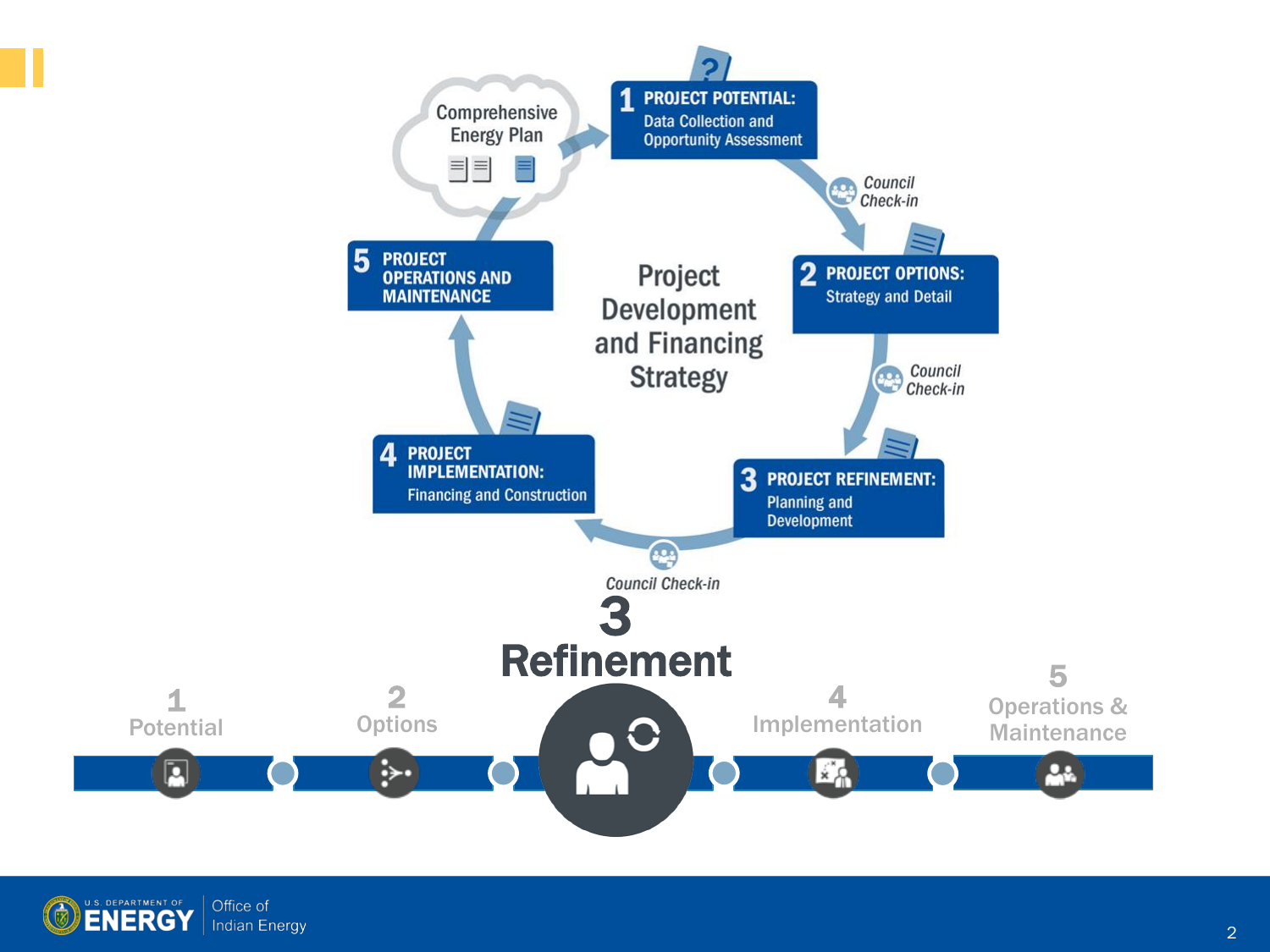Comprehensive Energy Plan

**1 PROJECT POTENTIAL:** Data Collection and Opportunity Assessment

*Council Check-in*

**2 PROJECT OPTIONS:** Strategy and Detail

*Council Check-in*

**3 PROJECT REFINEMENT:** Planning and Development

*Council Check-in*

**4 PROJECT IMPLEMENTATION:** Financing and Construction

**5 PROJECT OPERATIONS AND MAINTENANCE**

Project Development and Financing Strategy

# 3 Refinement

1 Potential

2 Options

4 Implementation

5 Operations & Maintenance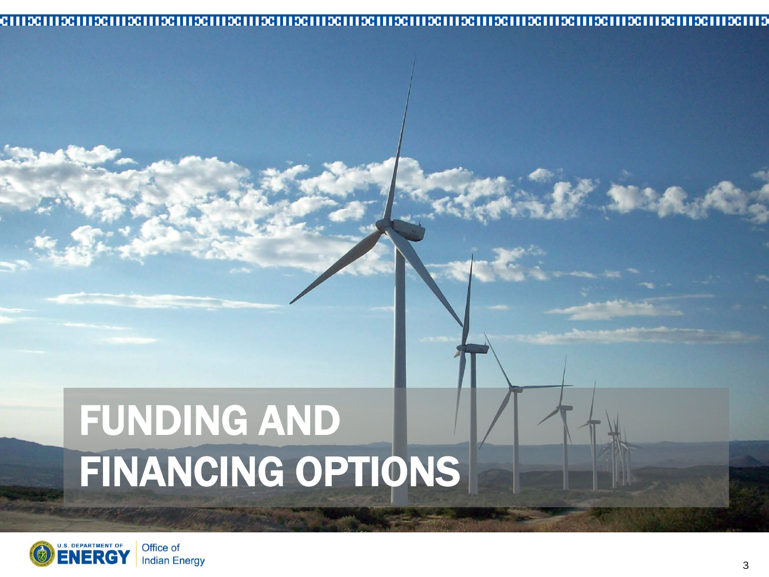# FUNDING AND FINANCING OPTIONS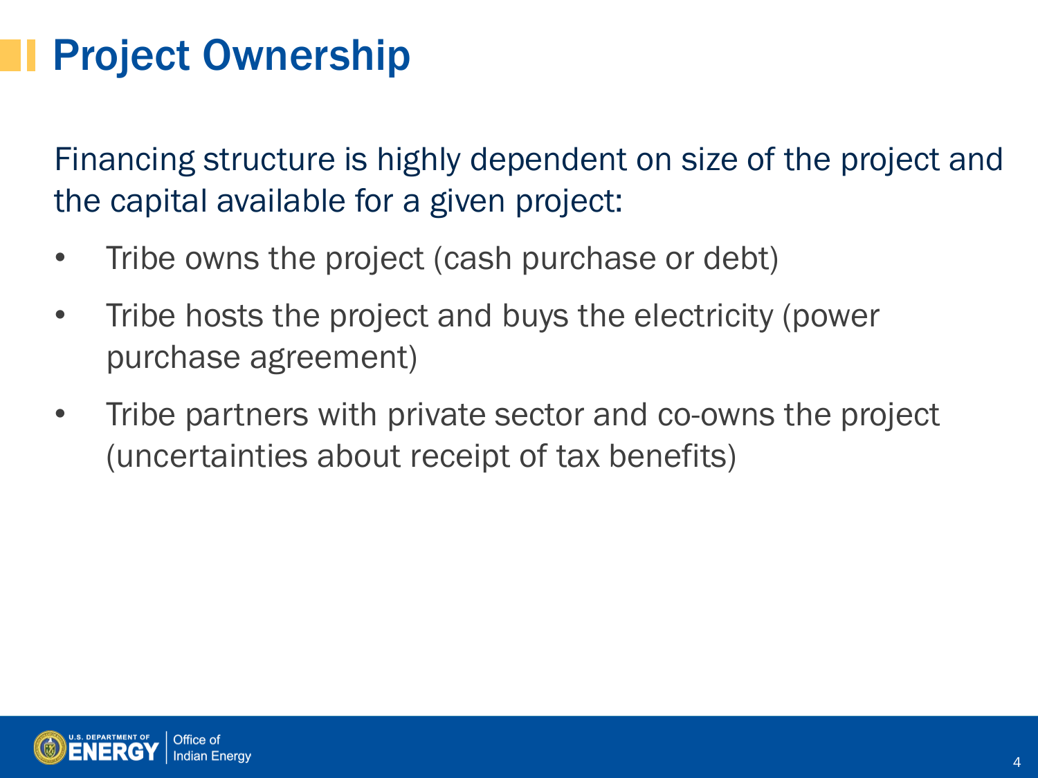# Project Ownership

Financing structure is highly dependent on size of the project and the capital available for a given project:

- Tribe owns the project (cash purchase or debt)
- Tribe hosts the project and buys the electricity (power purchase agreement)
- Tribe partners with private sector and co-owns the project (uncertainties about receipt of tax benefits)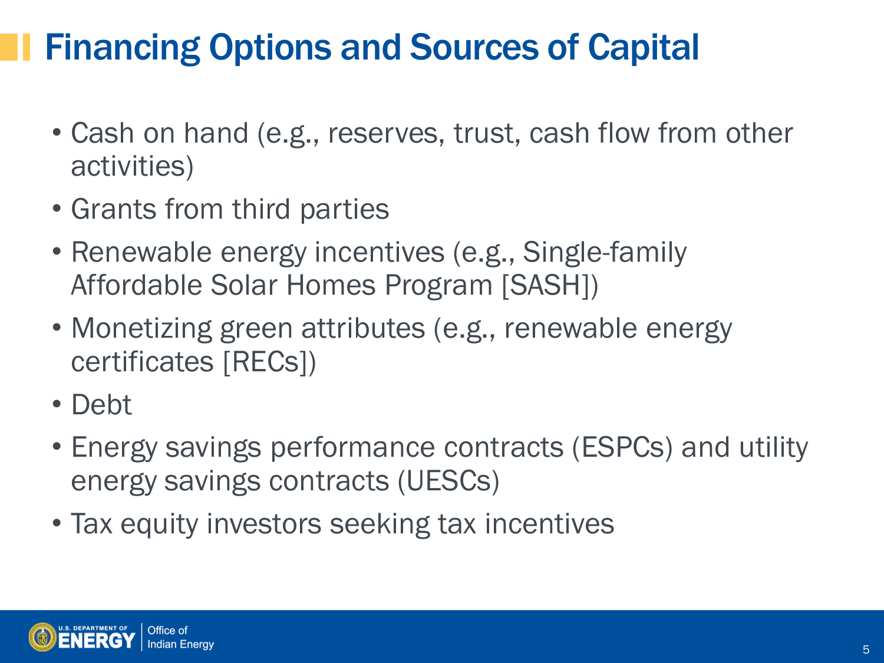# Financing Options and Sources of Capital

- Cash on hand (e.g., reserves, trust, cash flow from other activities)
- Grants from third parties
- Renewable energy incentives (e.g., Single-family Affordable Solar Homes Program [SASH])
- Monetizing green attributes (e.g., renewable energy certificates [RECs])
- Debt
- Energy savings performance contracts (ESPCs) and utility energy savings contracts (UESCs)
- Tax equity investors seeking tax incentives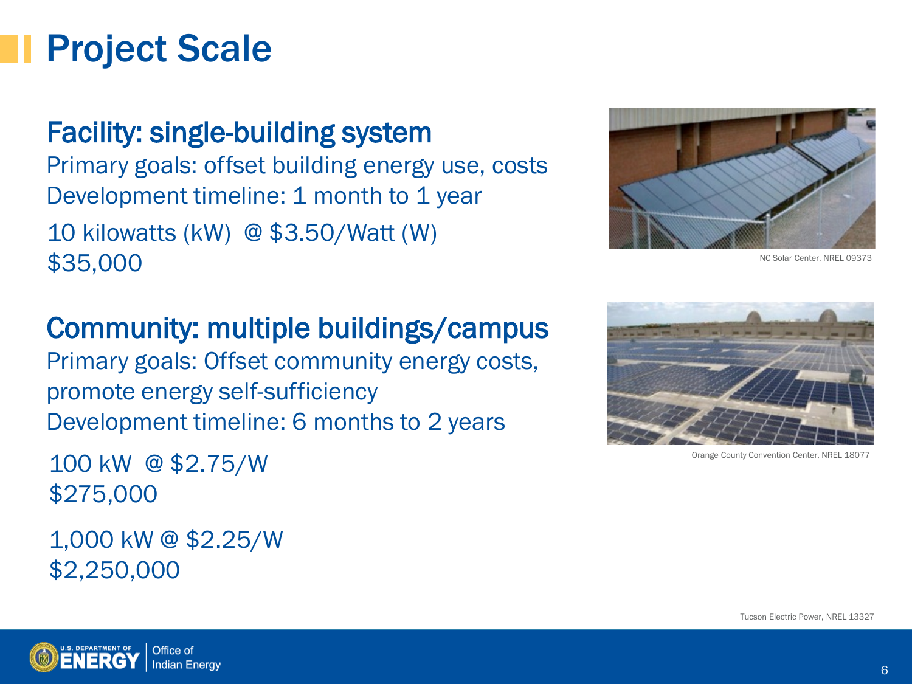# Project Scale

## Facility: single-building system

Primary goals: offset building energy use, costs

Development timeline: 1 month to 1 year

10 kilowatts (kW) @ $3.50/Watt (W)
$35,000

NC Solar Center, NREL 09373

## Community: multiple buildings/campus

Primary goals: Offset community energy costs, promote energy self-sufficiency

Development timeline: 6 months to 2 years

100 kW @ $2.75/W
$275,000

1,000 kW @ $2.25/W
$2,250,000

Orange County Convention Center, NREL 18077

Tucson Electric Power, NREL 13327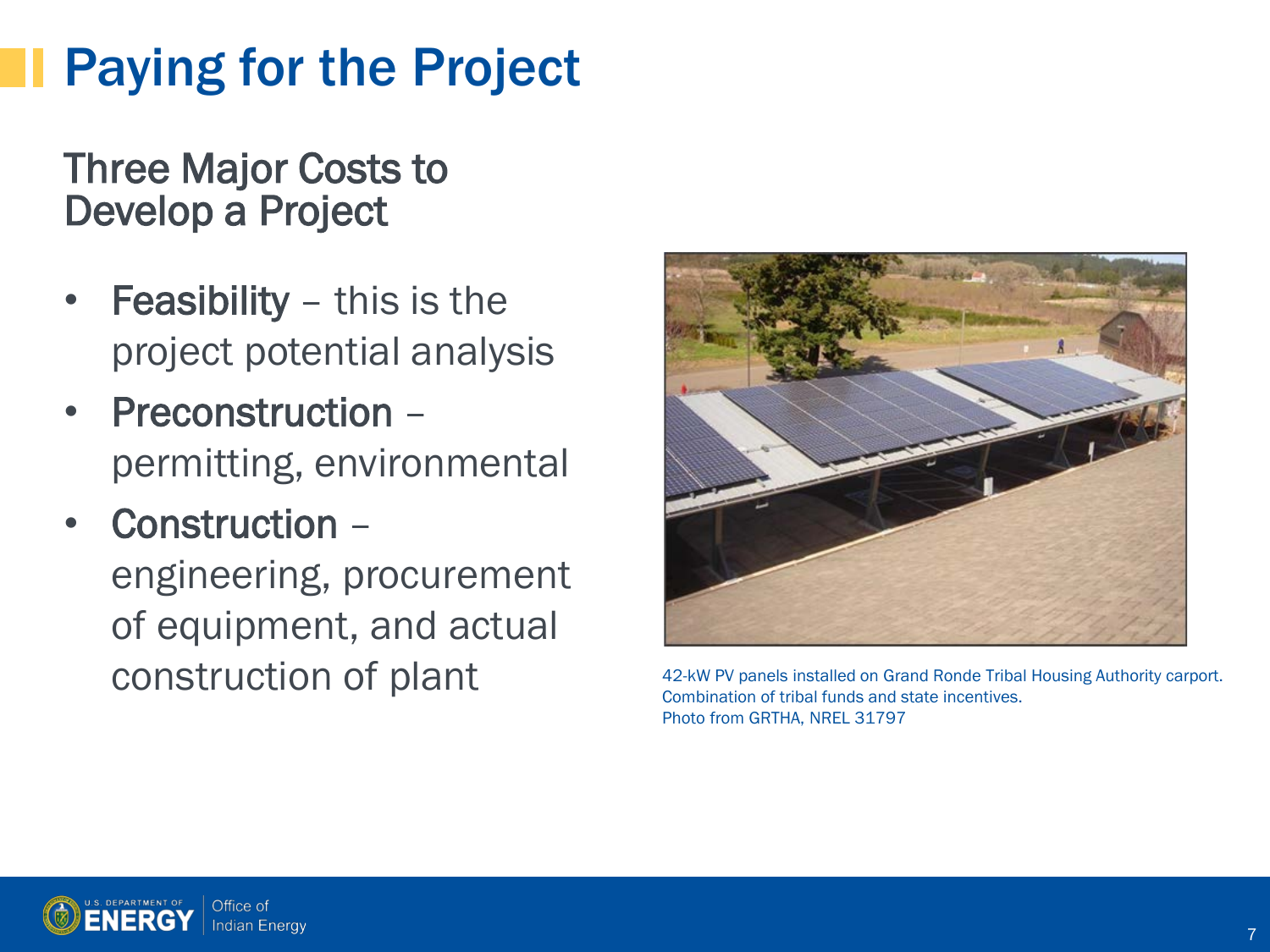# Paying for the Project

## Three Major Costs to Develop a Project

- **Feasibility** – this is the project potential analysis
- **Preconstruction** – permitting, environmental
- **Construction** – engineering, procurement of equipment, and actual construction of plant

42-kW PV panels installed on Grand Ronde Tribal Housing Authority carport.
Combination of tribal funds and state incentives.
Photo from GRTHA, NREL 31797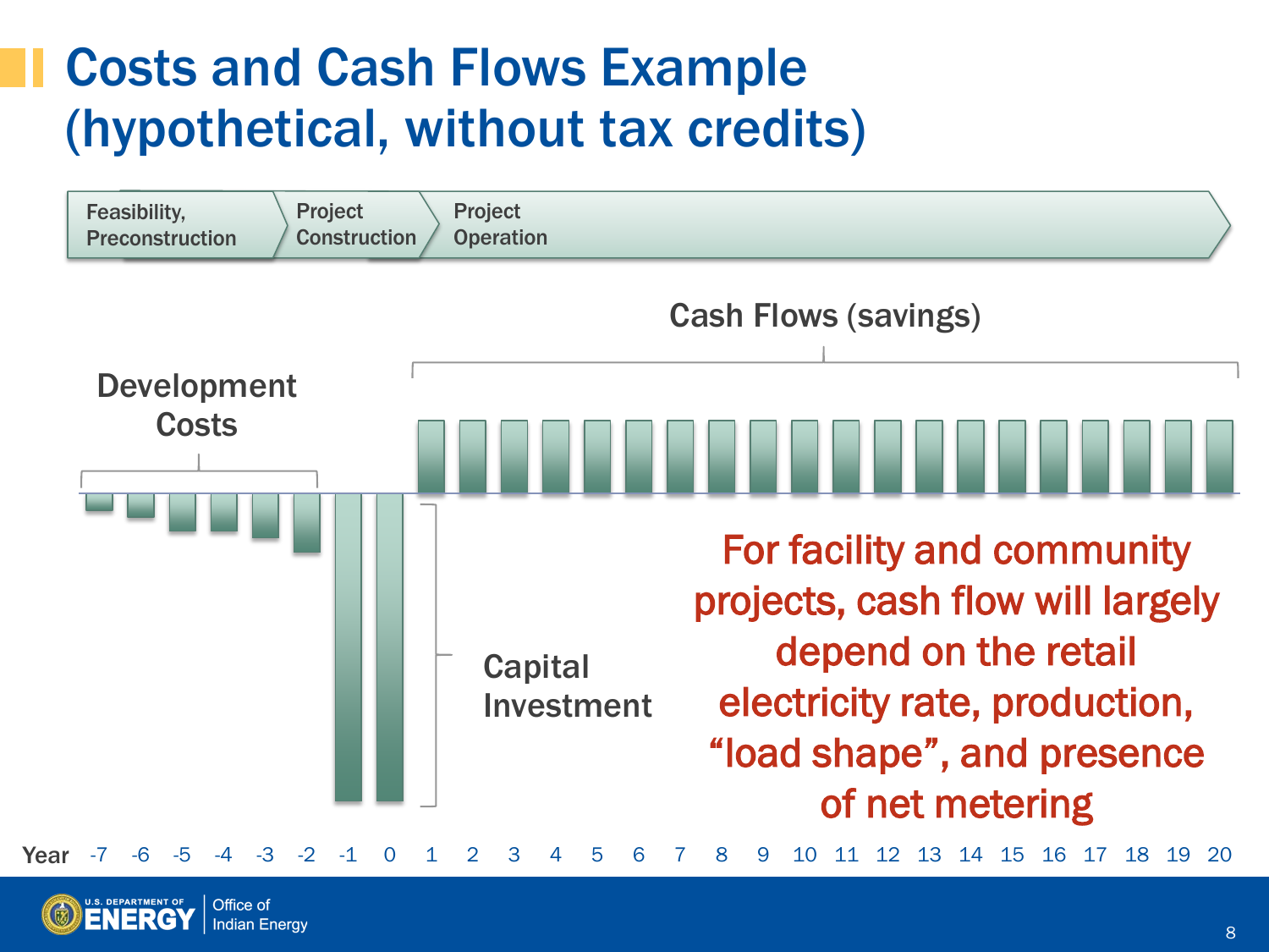# Costs and Cash Flows Example (hypothetical, without tax credits)

Feasibility, Preconstruction → Project Construction → Project Operation

Cash Flows (savings)

Development Costs

Capital Investment

For facility and community projects, cash flow will largely depend on the retail electricity rate, production, "load shape", and presence of net metering

Year -7 -6 -5 -4 -3 -2 -1 0 1 2 3 4 5 6 7 8 9 10 11 12 13 14 15 16 17 18 19 20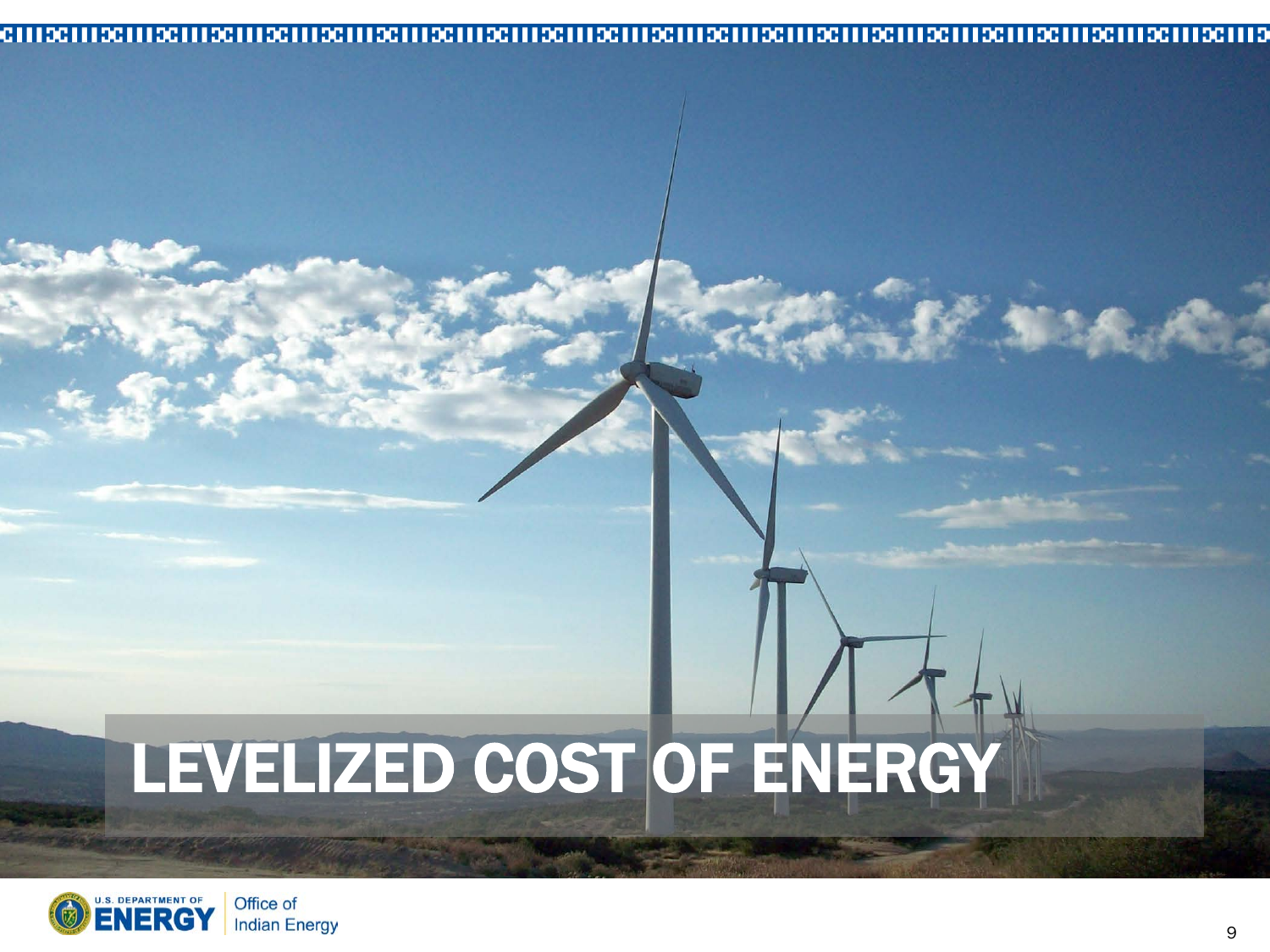# LEVELIZED COST OF ENERGY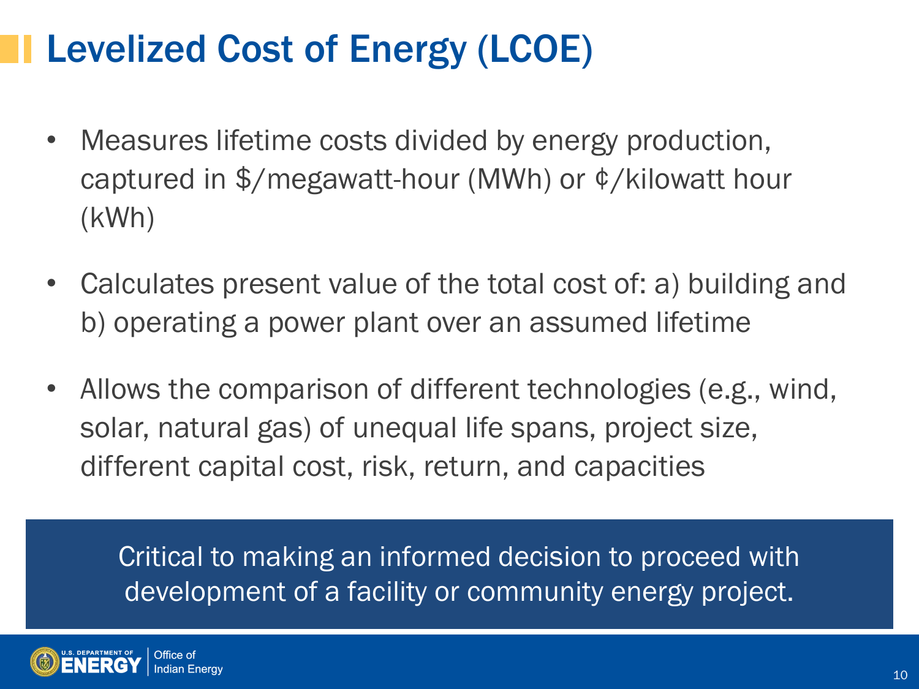# Levelized Cost of Energy (LCOE)

- Measures lifetime costs divided by energy production, captured in $/megawatt-hour (MWh) or ¢/kilowatt hour (kWh)
- Calculates present value of the total cost of: a) building and b) operating a power plant over an assumed lifetime
- Allows the comparison of different technologies (e.g., wind, solar, natural gas) of unequal life spans, project size, different capital cost, risk, return, and capacities

Critical to making an informed decision to proceed with development of a facility or community energy project.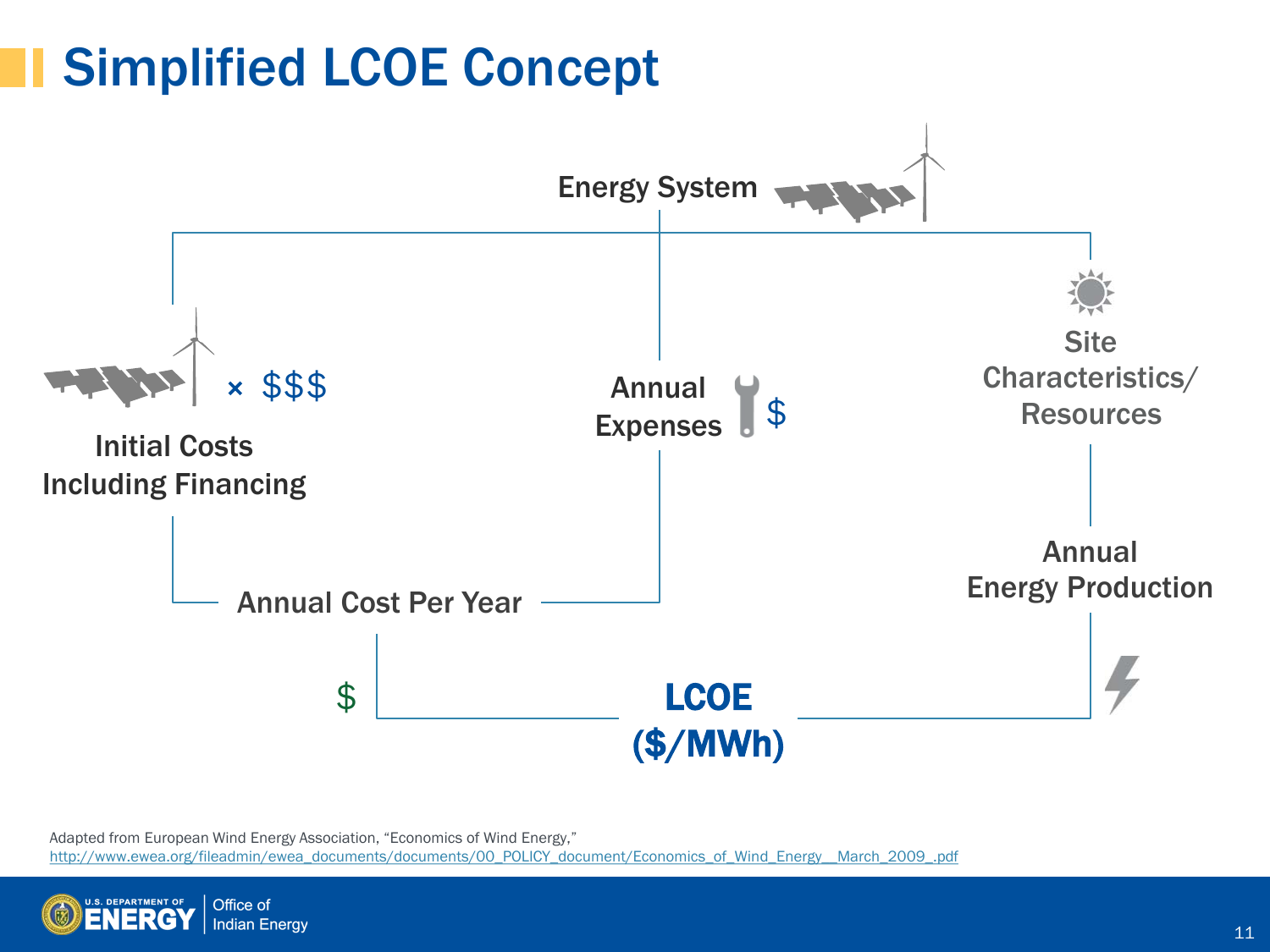# Simplified LCOE Concept

Energy System

Initial Costs Including Financing × $$$

Annual Expenses $

Site Characteristics/ Resources

Annual Cost Per Year

Annual Energy Production

$

**LCOE ($/MWh)**

Adapted from European Wind Energy Association, "Economics of Wind Energy," http://www.ewea.org/fileadmin/ewea_documents/documents/00_POLICY_document/Economics_of_Wind_Energy__March_2009_.pdf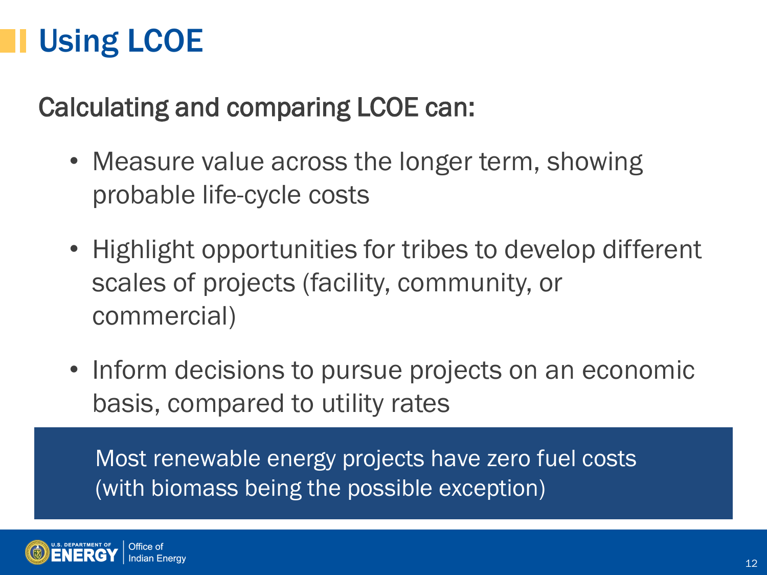# Using LCOE

Calculating and comparing LCOE can:

- Measure value across the longer term, showing probable life-cycle costs
- Highlight opportunities for tribes to develop different scales of projects (facility, community, or commercial)
- Inform decisions to pursue projects on an economic basis, compared to utility rates

Most renewable energy projects have zero fuel costs (with biomass being the possible exception)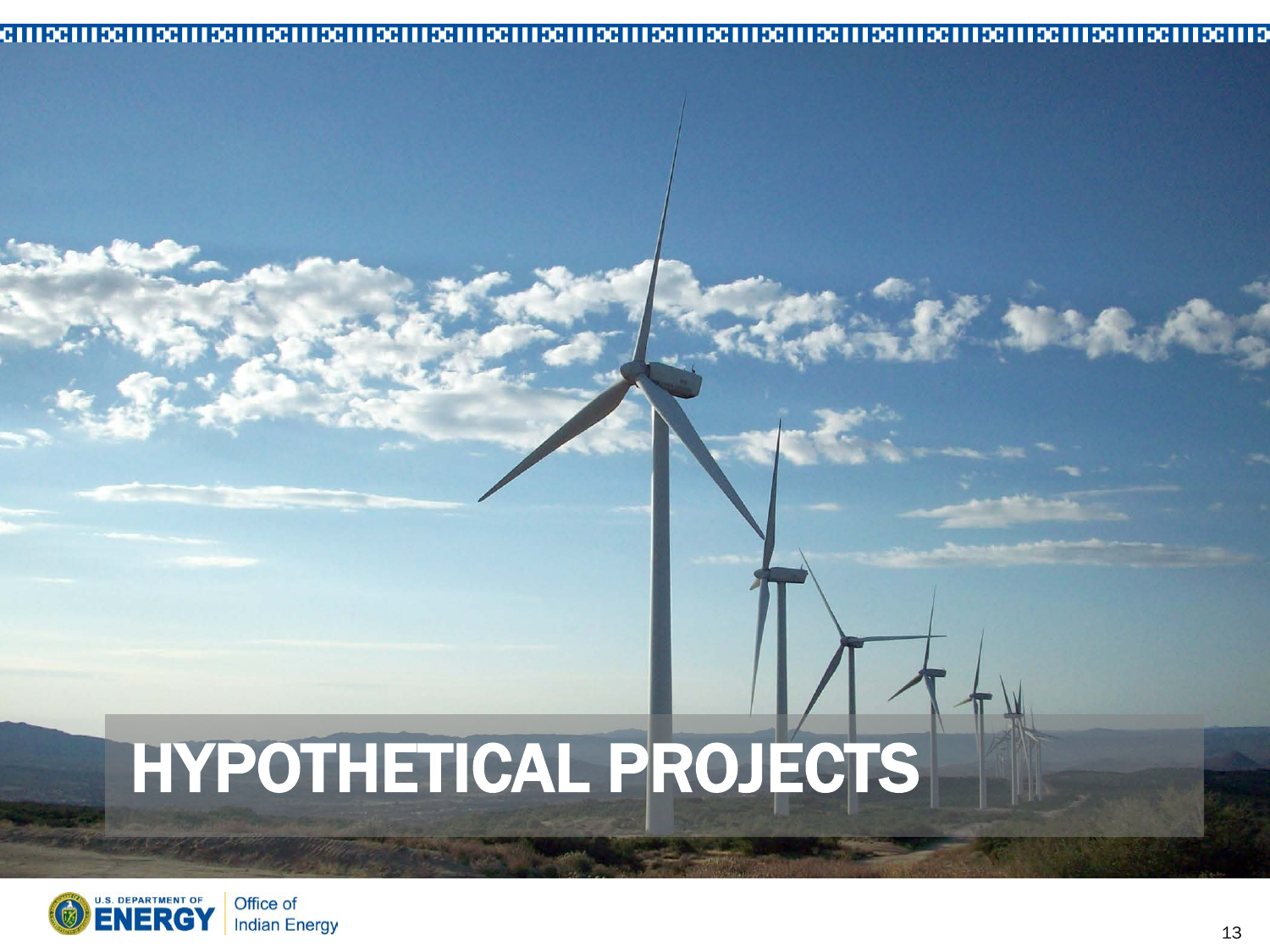# HYPOTHETICAL PROJECTS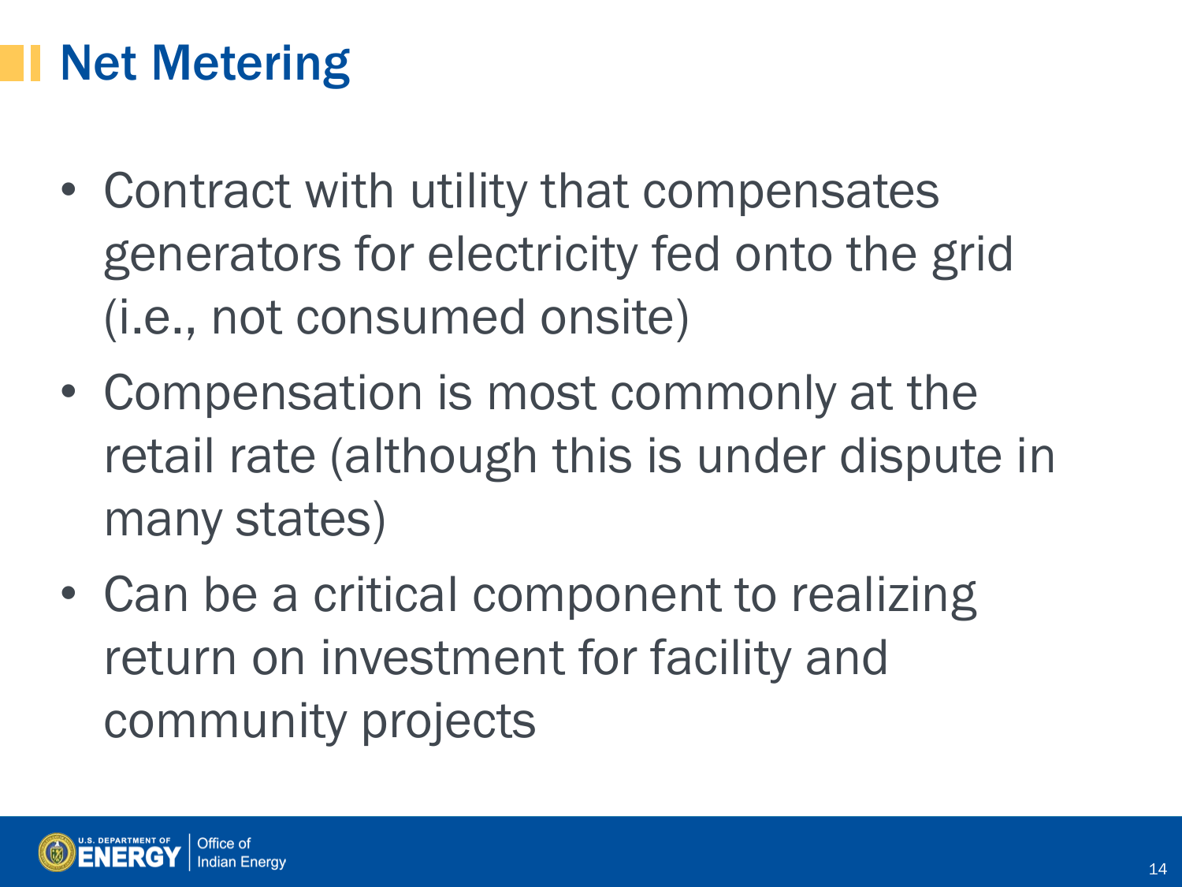# Net Metering

- Contract with utility that compensates generators for electricity fed onto the grid (i.e., not consumed onsite)
- Compensation is most commonly at the retail rate (although this is under dispute in many states)
- Can be a critical component to realizing return on investment for facility and community projects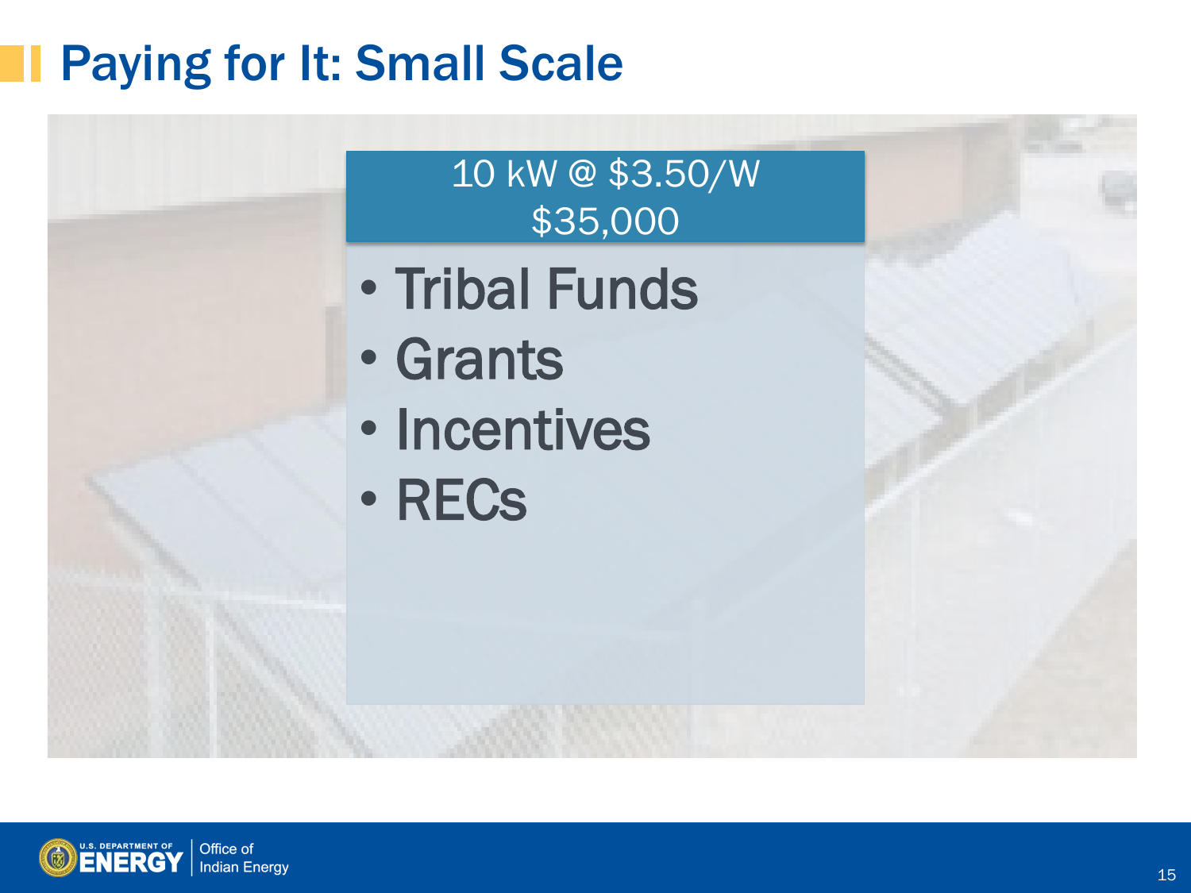# Paying for It: Small Scale

10 kW @ $3.50/W
$35,000

- Tribal Funds
- Grants
- Incentives
- RECs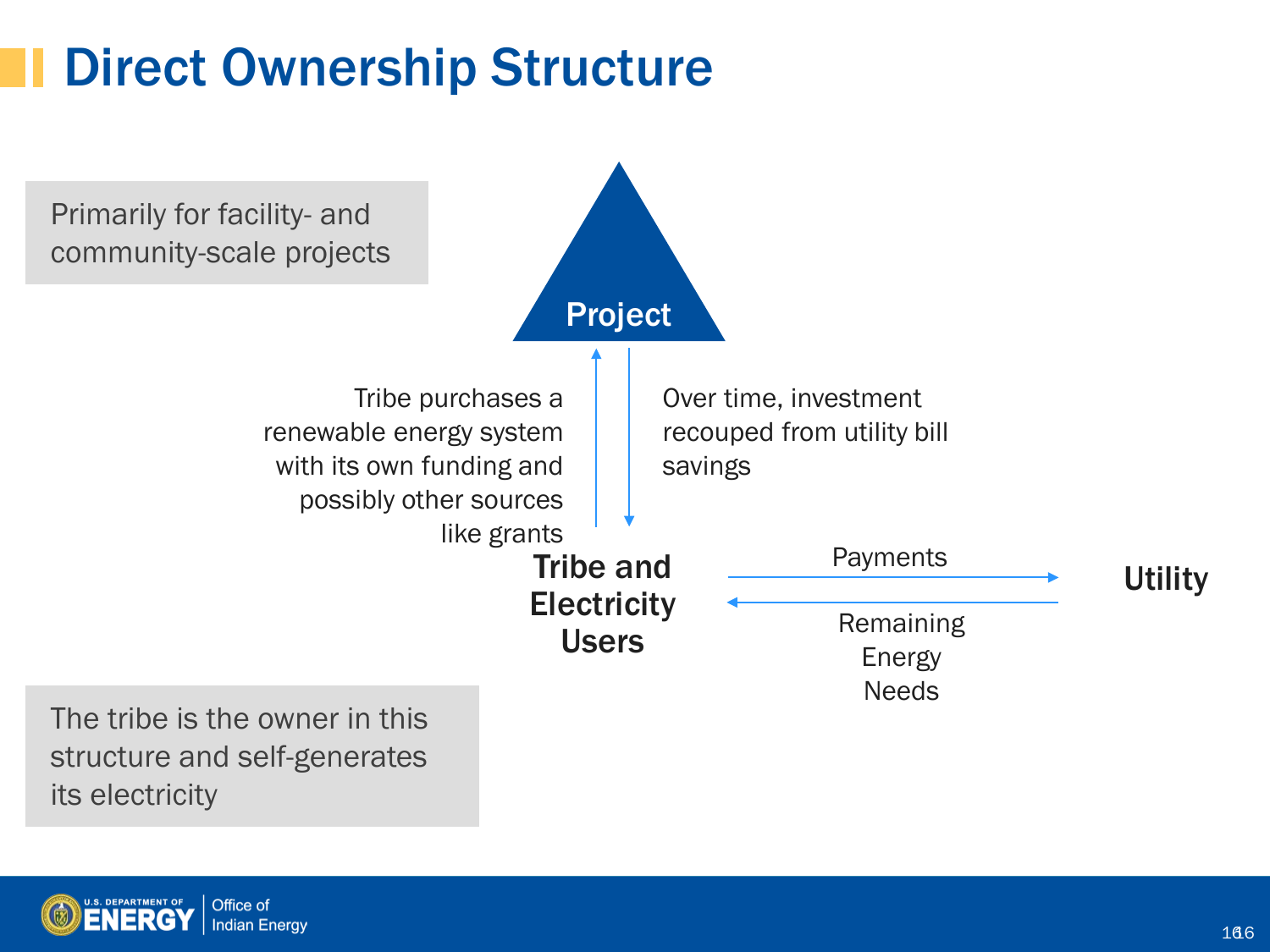# Direct Ownership Structure

Primarily for facility- and community-scale projects

**Project**

Tribe purchases a renewable energy system with its own funding and possibly other sources like grants

Over time, investment recouped from utility bill savings

**Tribe and Electricity Users**

Payments

Remaining Energy Needs

**Utility**

The tribe is the owner in this structure and self-generates its electricity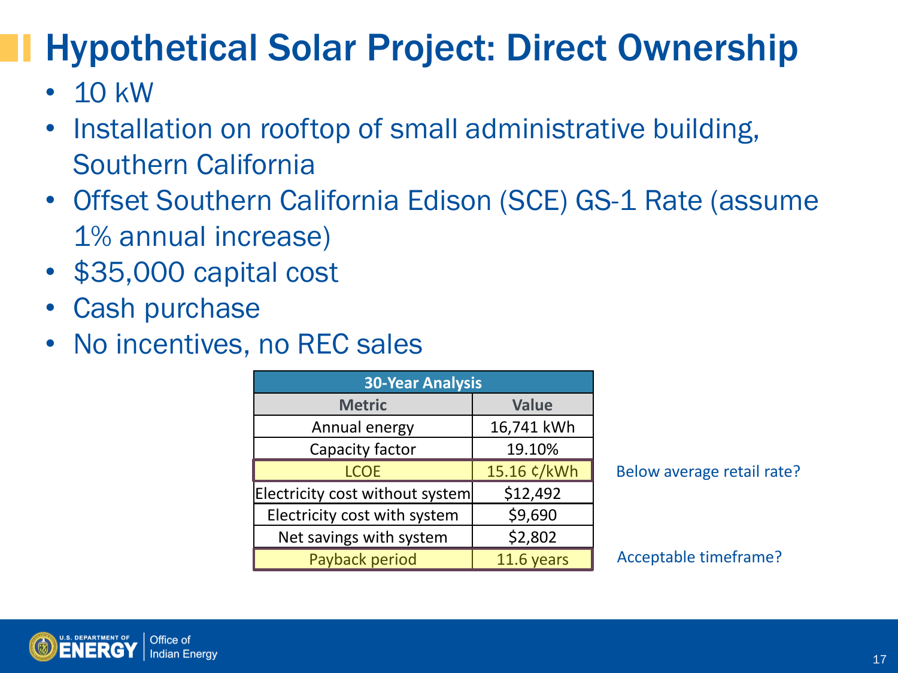# Hypothetical Solar Project: Direct Ownership

- 10 kW
- Installation on rooftop of small administrative building, Southern California
- Offset Southern California Edison (SCE) GS-1 Rate (assume 1% annual increase)
- $35,000 capital cost
- Cash purchase
- No incentives, no REC sales

| 30-Year Analysis | | |
|---|---|---|
| **Metric** | **Value** | |
| Annual energy | 16,741 kWh | |
| Capacity factor | 19.10% | |
| LCOE | 15.16 ¢/kWh | Below average retail rate? |
| Electricity cost without system | $12,492 | |
| Electricity cost with system | $9,690 | |
| Net savings with system | $2,802 | |
| Payback period | 11.6 years | Acceptable timeframe? |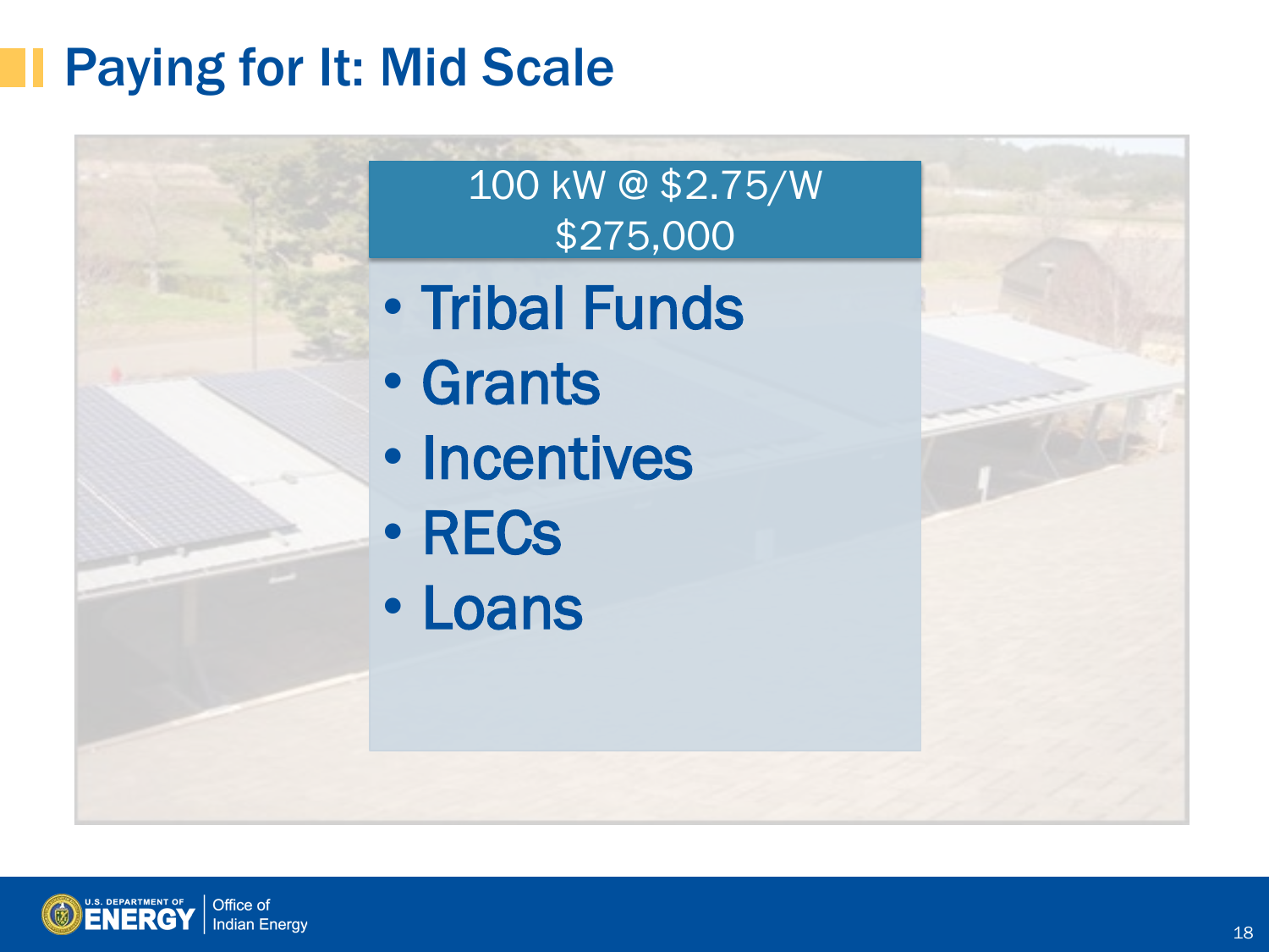# Paying for It: Mid Scale

100 kW @ $2.75/W
$275,000

- Tribal Funds
- Grants
- Incentives
- RECs
- Loans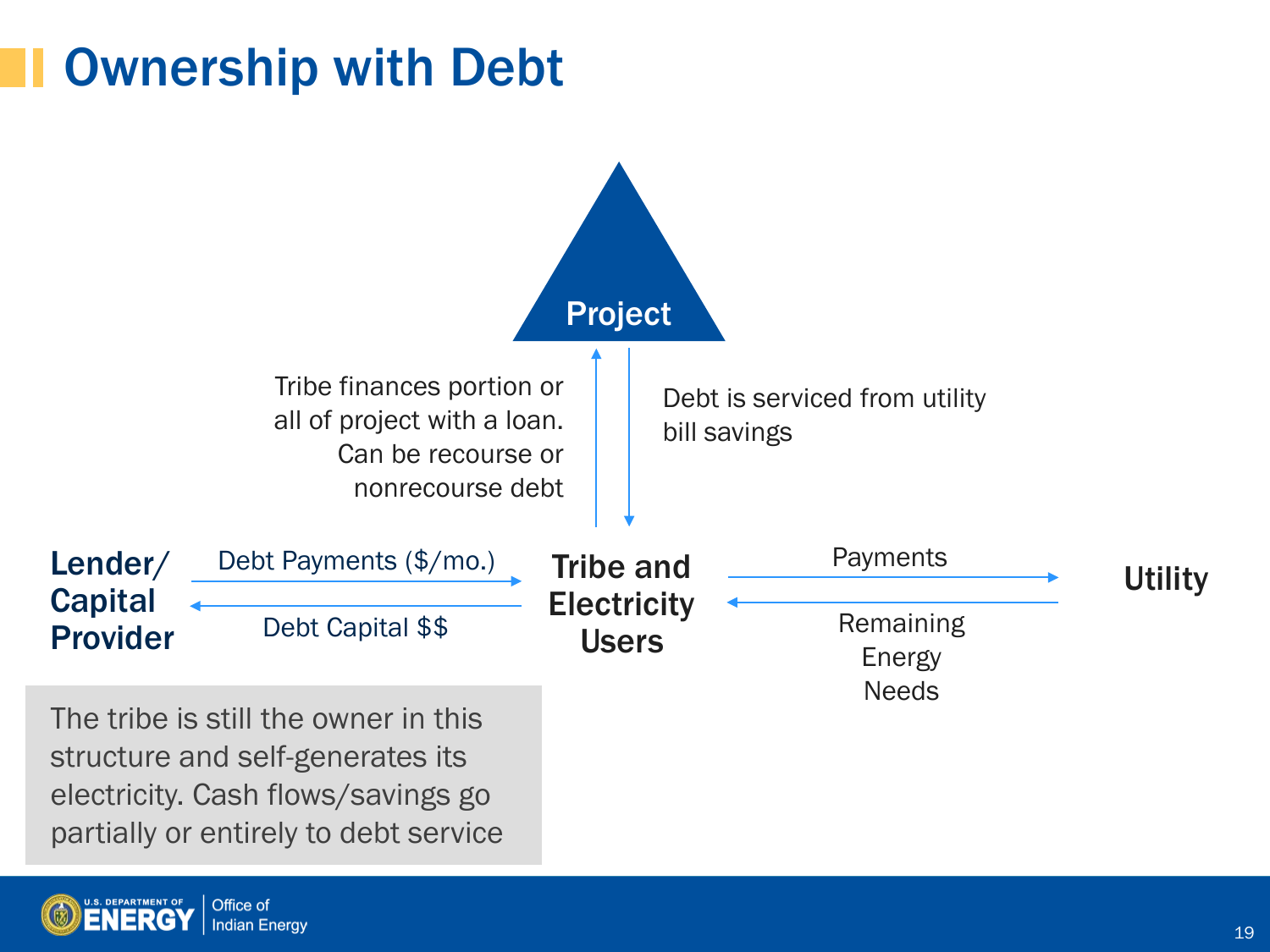# Ownership with Debt

**Project**

Tribe finances portion or all of project with a loan. Can be recourse or nonrecourse debt

Debt is serviced from utility bill savings

**Lender/ Capital Provider**

Debt Payments ($/mo.)

Debt Capital $$

**Tribe and Electricity Users**

Payments

Remaining Energy Needs

**Utility**

The tribe is still the owner in this structure and self-generates its electricity. Cash flows/savings go partially or entirely to debt service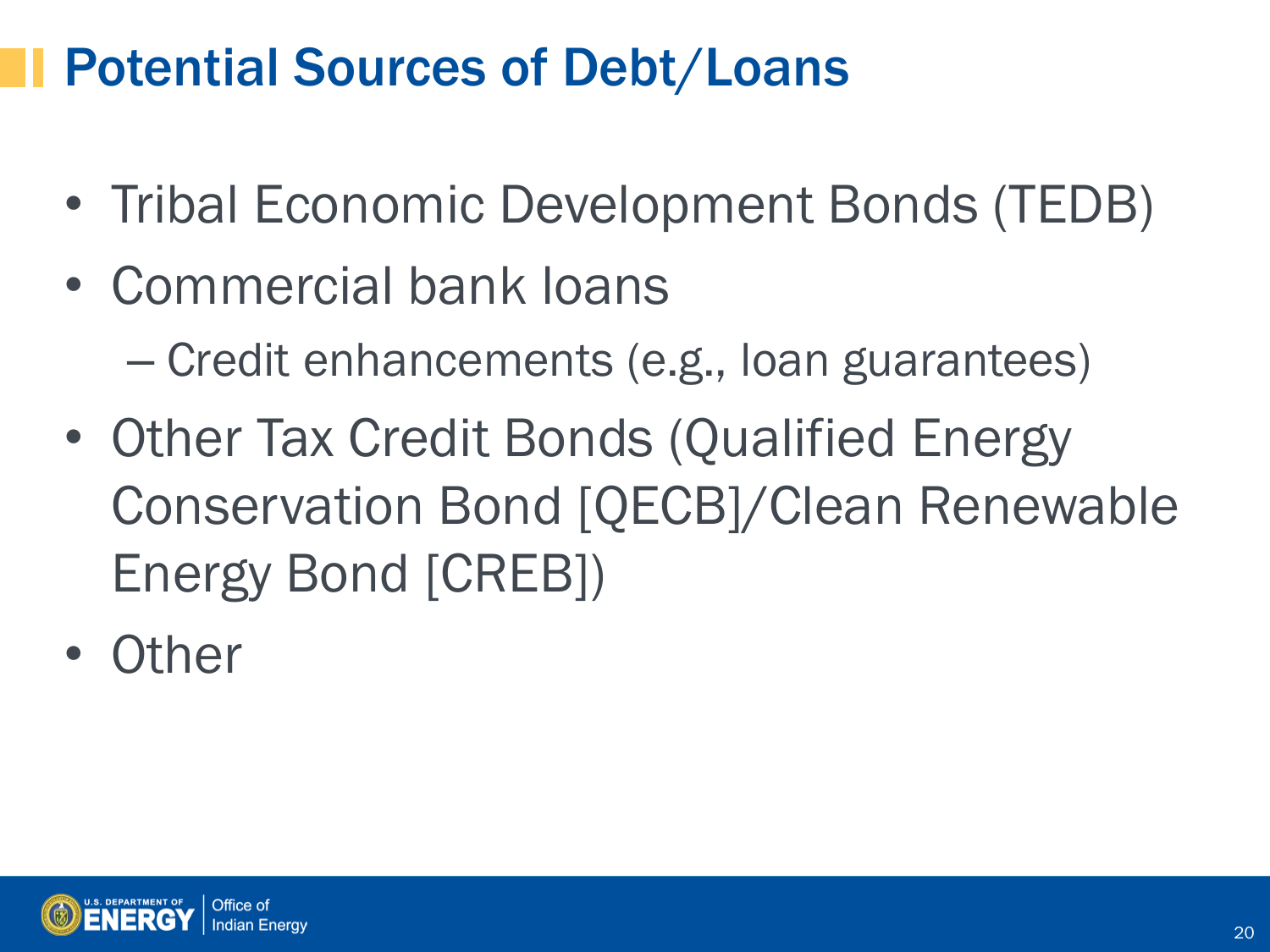# Potential Sources of Debt/Loans

- Tribal Economic Development Bonds (TEDB)
- Commercial bank loans
  - Credit enhancements (e.g., loan guarantees)
- Other Tax Credit Bonds (Qualified Energy Conservation Bond [QECB]/Clean Renewable Energy Bond [CREB])
- Other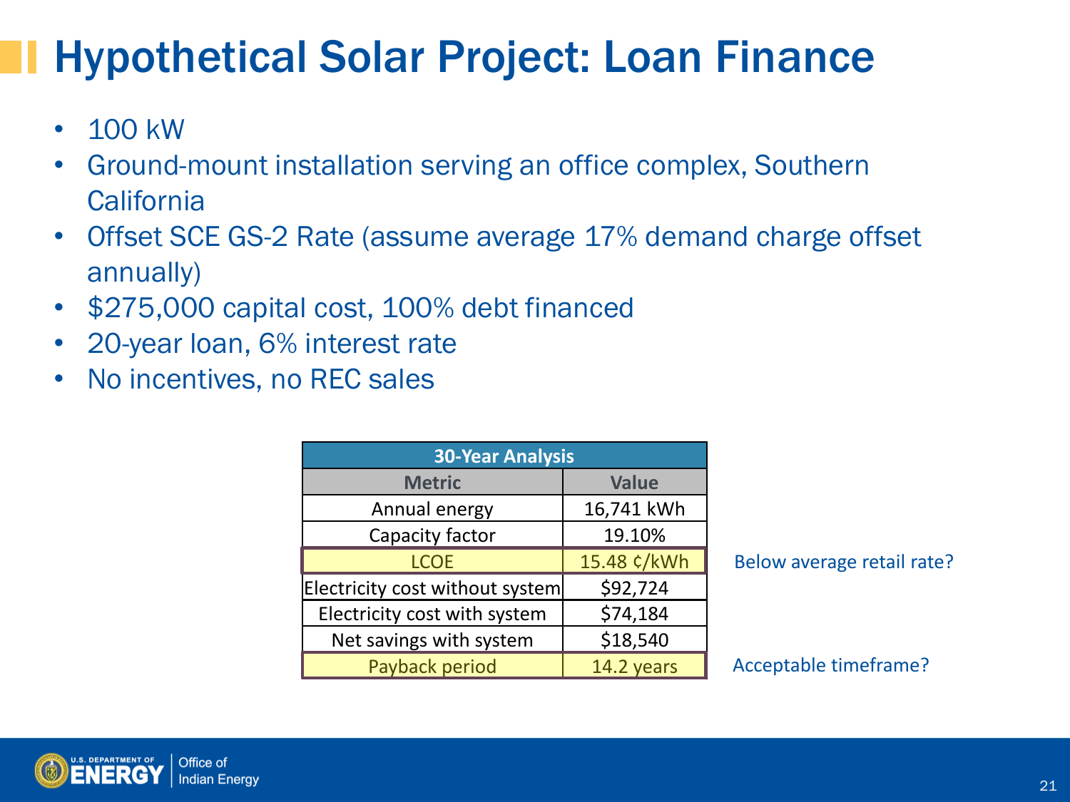# Hypothetical Solar Project: Loan Finance

- 100 kW
- Ground-mount installation serving an office complex, Southern California
- Offset SCE GS-2 Rate (assume average 17% demand charge offset annually)
- $275,000 capital cost, 100% debt financed
- 20-year loan, 6% interest rate
- No incentives, no REC sales

| 30-Year Analysis | | |
|---|---|---|
| **Metric** | **Value** | |
| Annual energy | 16,741 kWh | |
| Capacity factor | 19.10% | |
| LCOE | 15.48 ¢/kWh | Below average retail rate? |
| Electricity cost without system | $92,724 | |
| Electricity cost with system | $74,184 | |
| Net savings with system | $18,540 | |
| Payback period | 14.2 years | Acceptable timeframe? |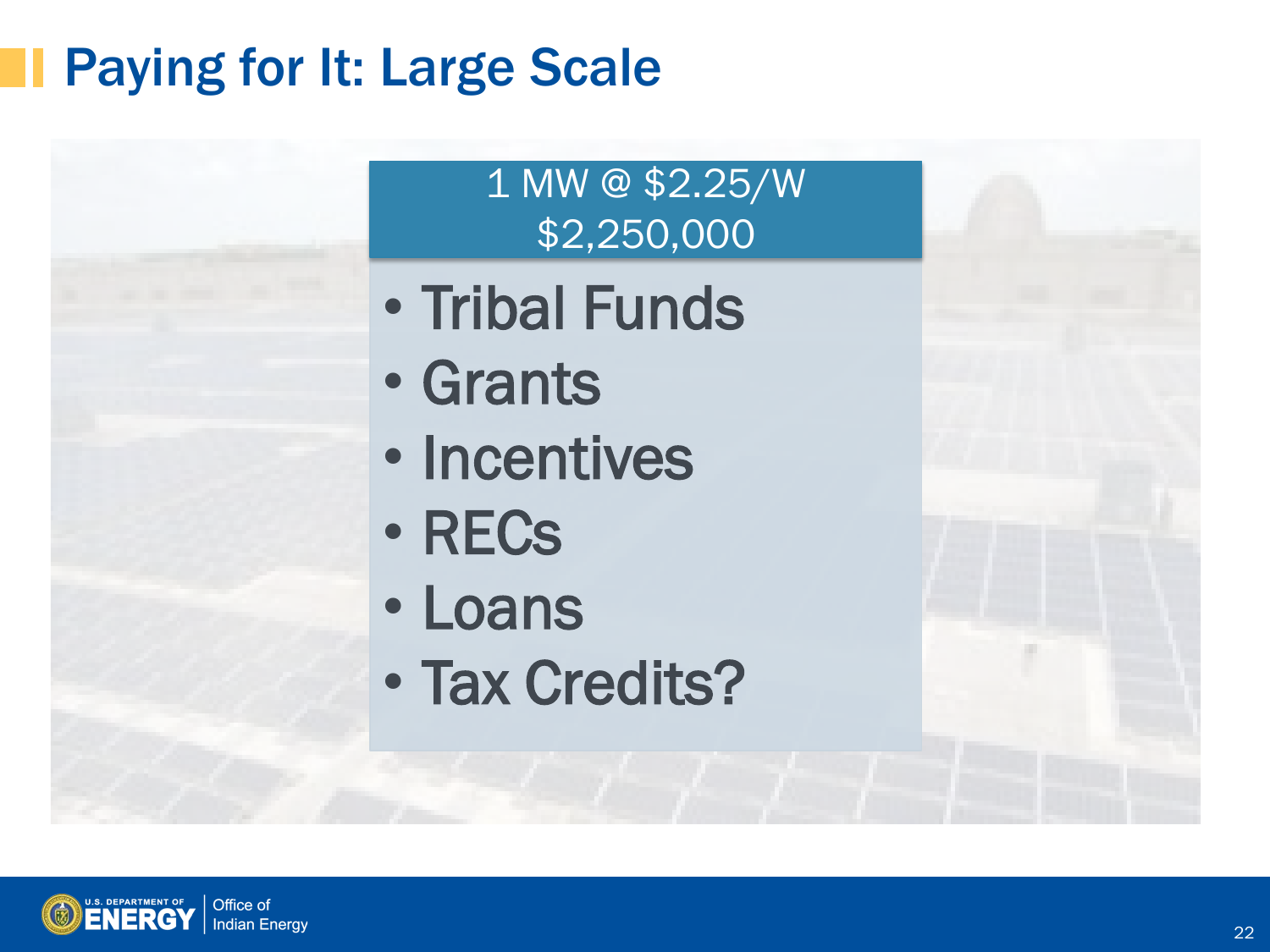# Paying for It: Large Scale

1 MW @ $2.25/W
$2,250,000

- Tribal Funds
- Grants
- Incentives
- RECs
- Loans
- Tax Credits?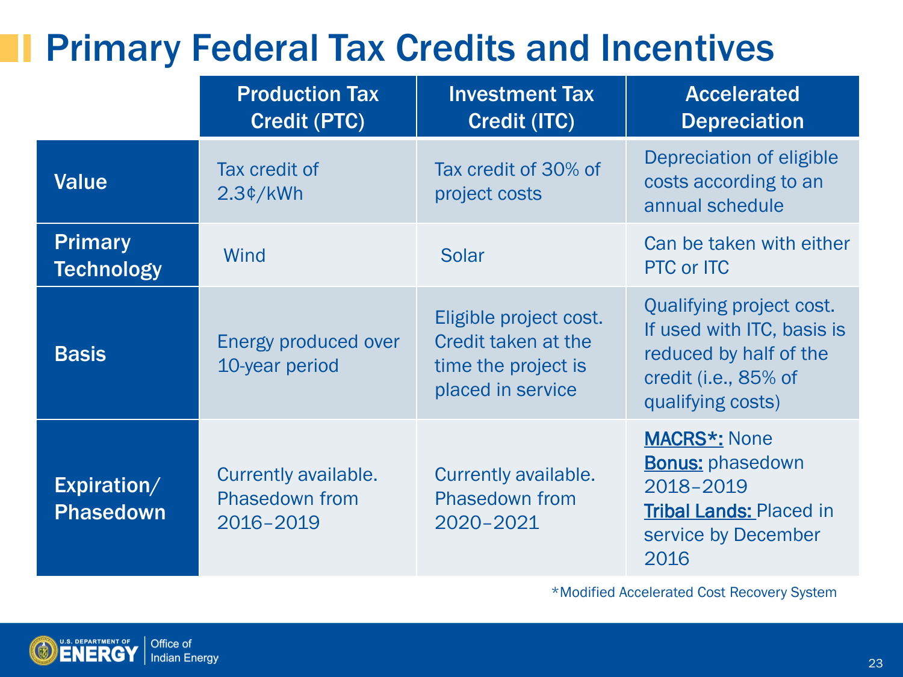# Primary Federal Tax Credits and Incentives

| | Production Tax Credit (PTC) | Investment Tax Credit (ITC) | Accelerated Depreciation |
|---|---|---|---|
| **Value** | Tax credit of 2.3¢/kWh | Tax credit of 30% of project costs | Depreciation of eligible costs according to an annual schedule |
| **Primary Technology** | Wind | Solar | Can be taken with either PTC or ITC |
| **Basis** | Energy produced over 10-year period | Eligible project cost. Credit taken at the time the project is placed in service | Qualifying project cost. If used with ITC, basis is reduced by half of the credit (i.e., 85% of qualifying costs) |
| **Expiration/ Phasedown** | Currently available. Phasedown from 2016–2019 | Currently available. Phasedown from 2020–2021 | **MACRS*:** None<br>**Bonus:** phasedown 2018–2019<br>**Tribal Lands:** Placed in service by December 2016 |

*Modified Accelerated Cost Recovery System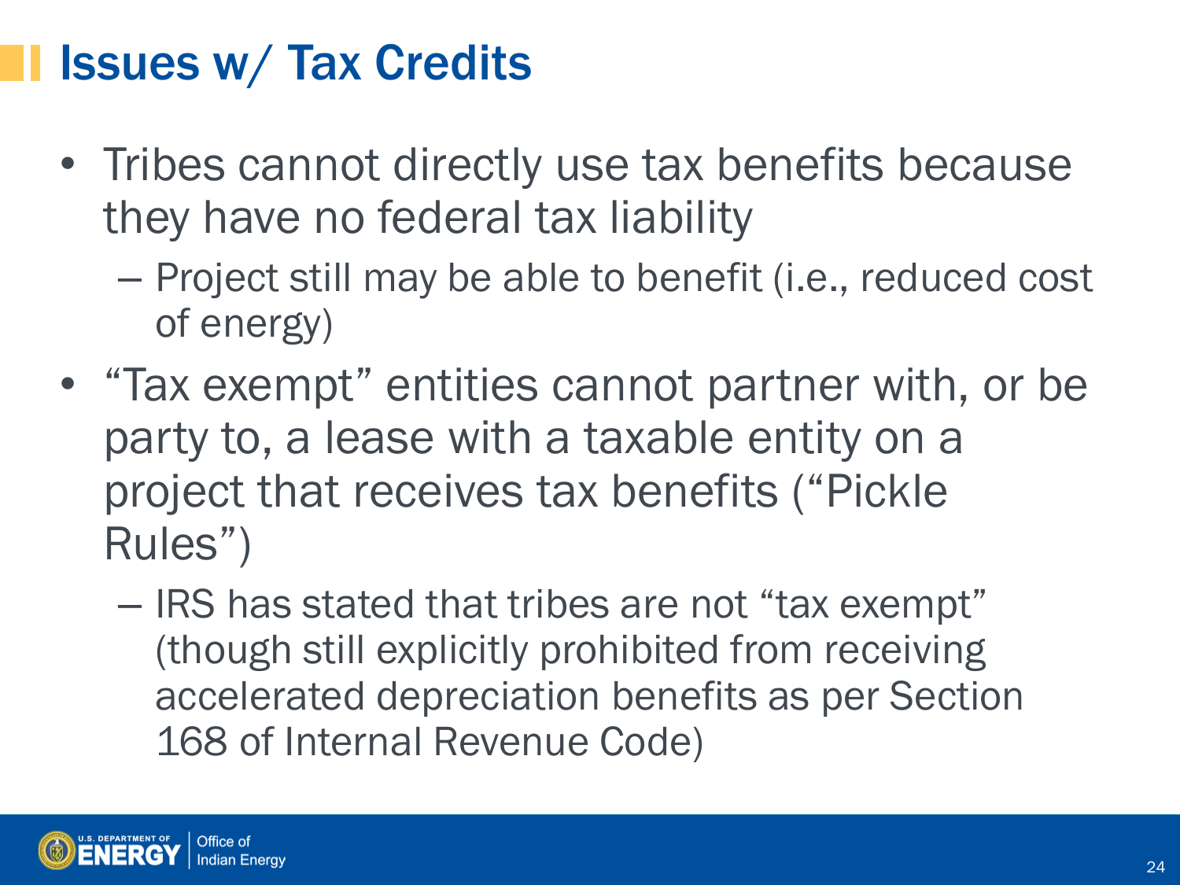# Issues w/ Tax Credits

- Tribes cannot directly use tax benefits because they have no federal tax liability
  - Project still may be able to benefit (i.e., reduced cost of energy)
- "Tax exempt" entities cannot partner with, or be party to, a lease with a taxable entity on a project that receives tax benefits ("Pickle Rules")
  - IRS has stated that tribes are not "tax exempt" (though still explicitly prohibited from receiving accelerated depreciation benefits as per Section 168 of Internal Revenue Code)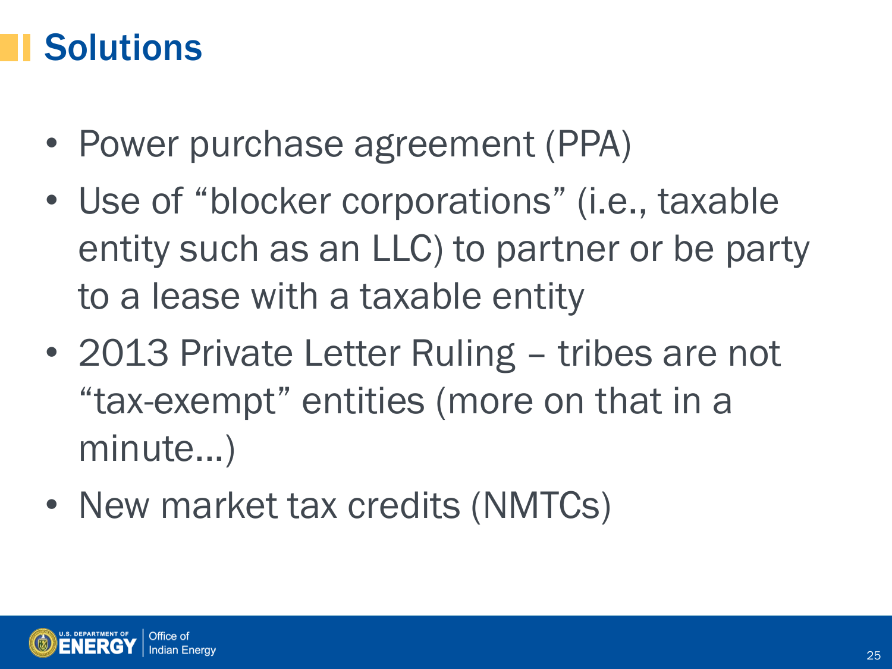# Solutions

- Power purchase agreement (PPA)
- Use of "blocker corporations" (i.e., taxable entity such as an LLC) to partner or be party to a lease with a taxable entity
- 2013 Private Letter Ruling – tribes are not "tax-exempt" entities (more on that in a minute…)
- New market tax credits (NMTCs)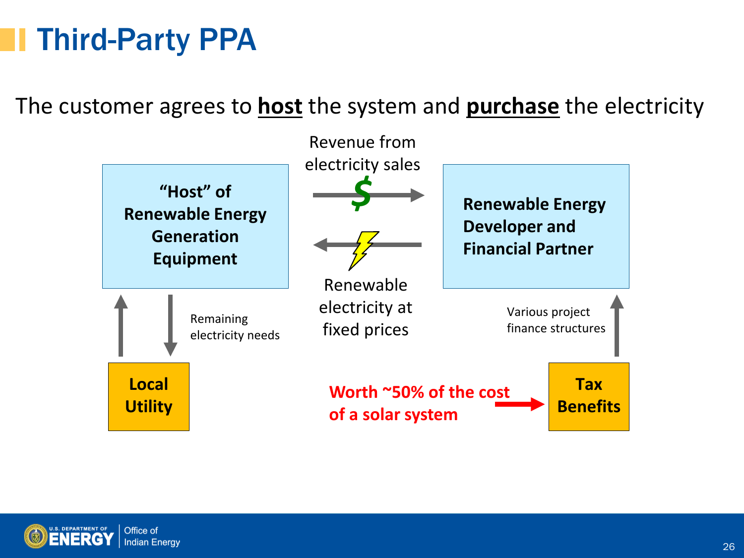# Third-Party PPA

The customer agrees to **host** the system and **purchase** the electricity

**"Host" of Renewable Energy Generation Equipment**

Revenue from electricity sales

**Renewable Energy Developer and Financial Partner**

Renewable electricity at fixed prices

Remaining electricity needs

**Local Utility**

Various project finance structures

**Worth ~50% of the cost of a solar system**

**Tax Benefits**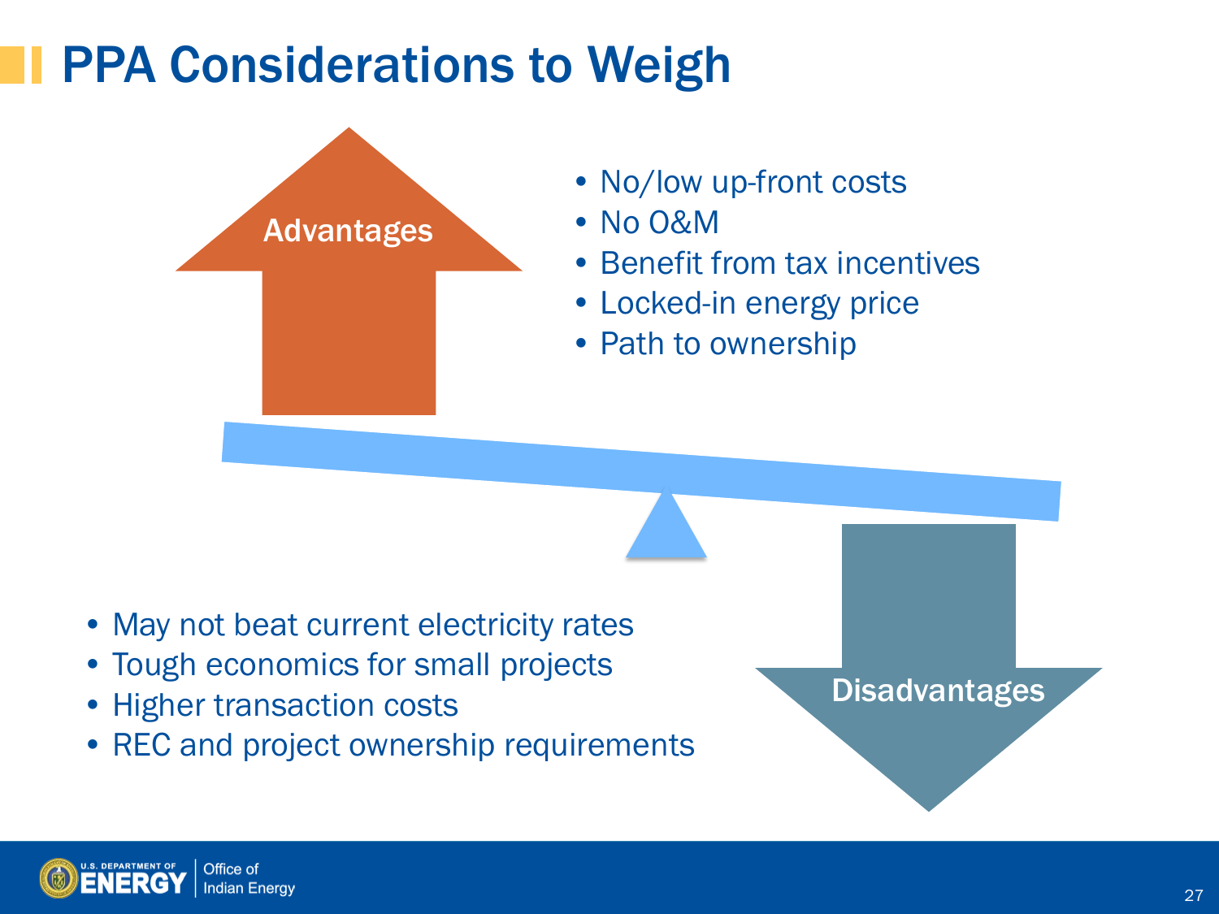# PPA Considerations to Weigh

**Advantages**

- No/low up-front costs
- No O&M
- Benefit from tax incentives
- Locked-in energy price
- Path to ownership

**Disadvantages**

- May not beat current electricity rates
- Tough economics for small projects
- Higher transaction costs
- REC and project ownership requirements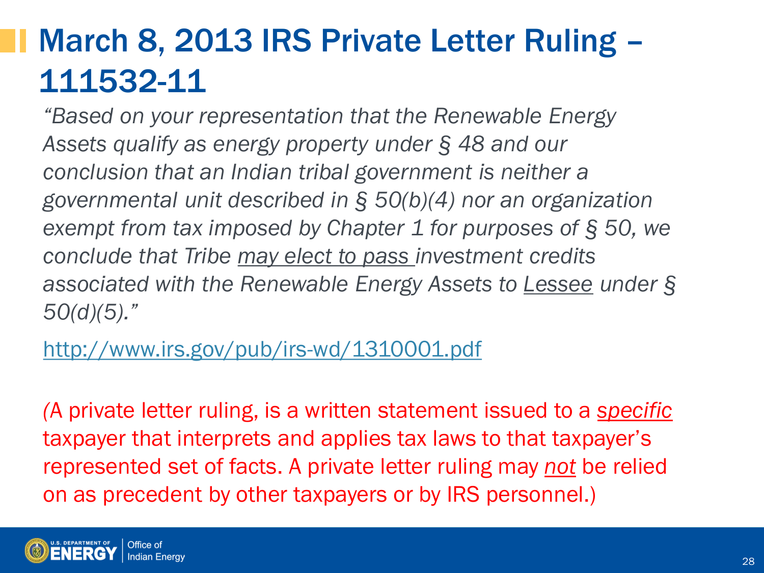# March 8, 2013 IRS Private Letter Ruling – 111532-11

*"Based on your representation that the Renewable Energy Assets qualify as energy property under § 48 and our conclusion that an Indian tribal government is neither a governmental unit described in § 50(b)(4) nor an organization exempt from tax imposed by Chapter 1 for purposes of § 50, we conclude that Tribe may elect to pass investment credits associated with the Renewable Energy Assets to Lessee under § 50(d)(5)."*

http://www.irs.gov/pub/irs-wd/1310001.pdf

(A private letter ruling, is a written statement issued to a *specific* taxpayer that interprets and applies tax laws to that taxpayer's represented set of facts. A private letter ruling may *not* be relied on as precedent by other taxpayers or by IRS personnel.)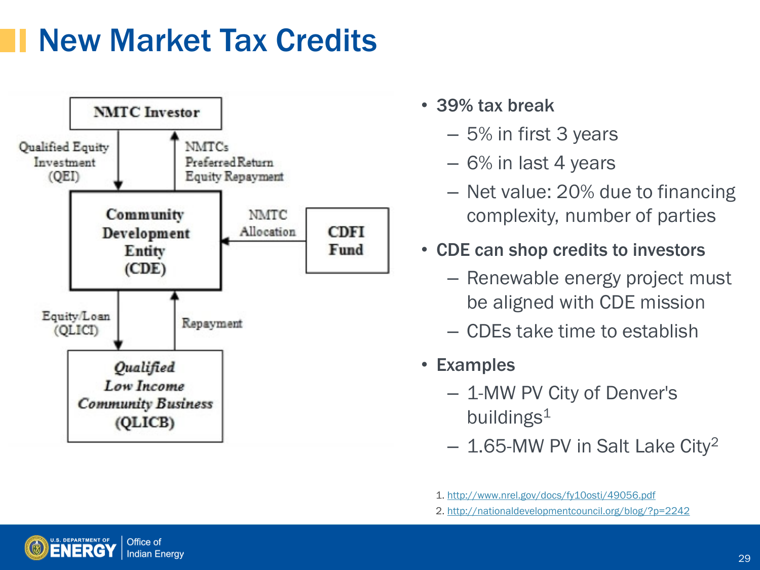# New Market Tax Credits

NMTC Investor

Qualified Equity Investment (QEI)

NMTCs Preferred Return Equity Repayment

Community Development Entity (CDE)

NMTC Allocation

CDFI Fund

Equity/Loan (QLICI)

Repayment

*Qualified Low Income Community Business* (QLICB)

- 39% tax break
  - 5% in first 3 years
  - 6% in last 4 years
  - Net value: 20% due to financing complexity, number of parties
- CDE can shop credits to investors
  - Renewable energy project must be aligned with CDE mission
  - CDEs take time to establish
- Examples
  - 1-MW PV City of Denver's buildings[1]
  - 1.65-MW PV in Salt Lake City[2]

1. http://www.nrel.gov/docs/fy10osti/49056.pdf
2. http://nationaldevelopmentcouncil.org/blog/?p=2242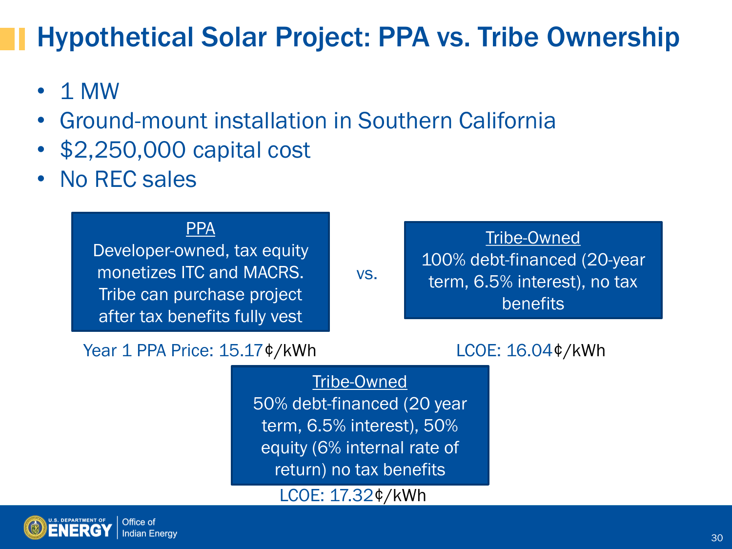# Hypothetical Solar Project: PPA vs. Tribe Ownership

- 1 MW
- Ground-mount installation in Southern California
- $2,250,000 capital cost
- No REC sales

**PPA**
Developer-owned, tax equity monetizes ITC and MACRS. Tribe can purchase project after tax benefits fully vest

Year 1 PPA Price: 15.17¢/kWh

vs.

**Tribe-Owned**
100% debt-financed (20-year term, 6.5% interest), no tax benefits

LCOE: 16.04¢/kWh

**Tribe-Owned**
50% debt-financed (20 year term, 6.5% interest), 50% equity (6% internal rate of return) no tax benefits

LCOE: 17.32¢/kWh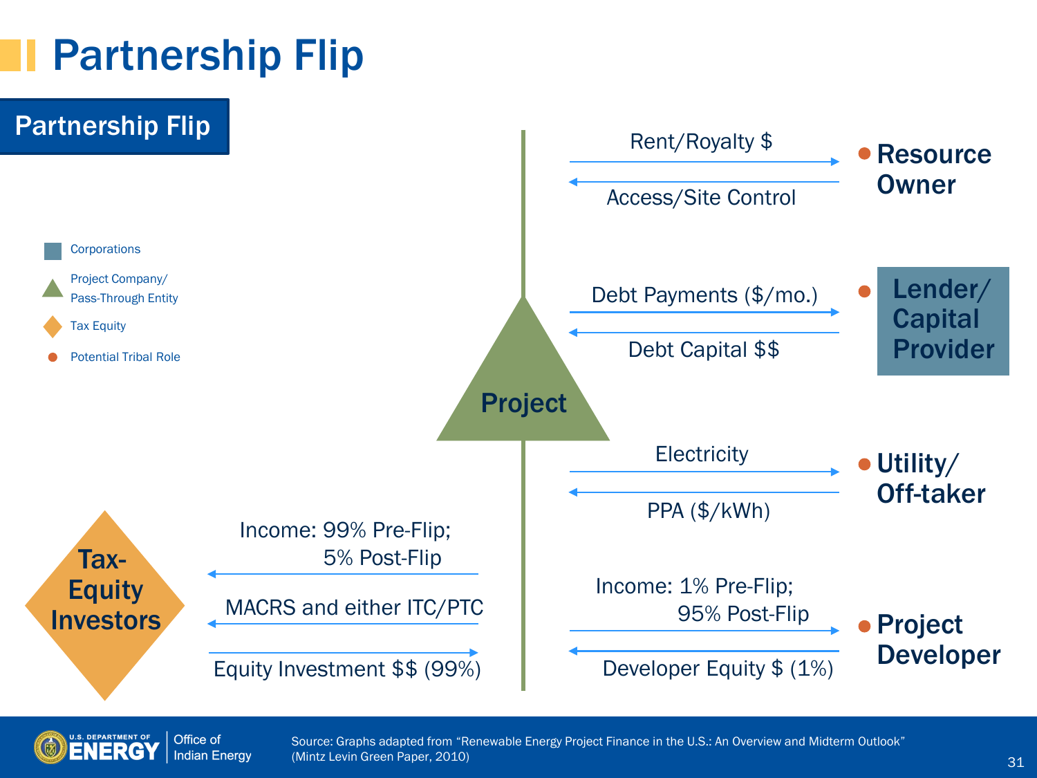# Partnership Flip

## Partnership Flip

- Corporations
- Project Company/ Pass-Through Entity
- Tax Equity
- Potential Tribal Role

**Project**

Rent/Royalty $ → **Resource Owner**

Access/Site Control ←

Debt Payments ($/mo.) → **Lender/ Capital Provider**

Debt Capital $$ ←

Electricity → **Utility/ Off-taker**

PPA ($/kWh) ←

Income: 1% Pre-Flip; 95% Post-Flip → **Project Developer**

Developer Equity $ (1%) ←

**Tax-Equity Investors**

← Income: 99% Pre-Flip; 5% Post-Flip

← MACRS and either ITC/PTC

→ Equity Investment $$ (99%)

Source: Graphs adapted from "Renewable Energy Project Finance in the U.S.: An Overview and Midterm Outlook" (Mintz Levin Green Paper, 2010)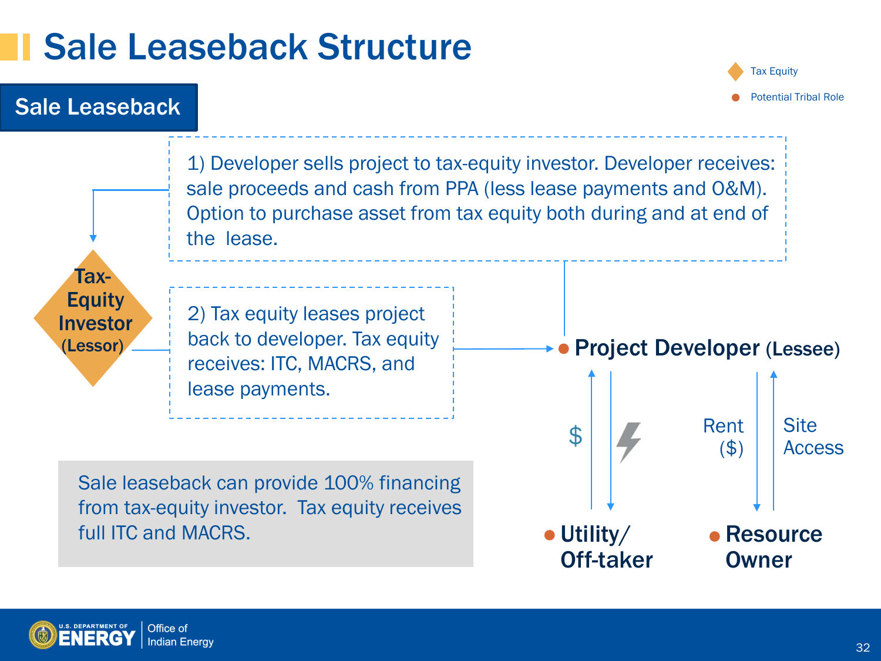# Sale Leaseback Structure

## Sale Leaseback

- Tax Equity
- Potential Tribal Role

1) Developer sells project to tax-equity investor. Developer receives: sale proceeds and cash from PPA (less lease payments and O&M). Option to purchase asset from tax equity both during and at end of the lease.

**Tax-Equity Investor (Lessor)**

2) Tax equity leases project back to developer. Tax equity receives: ITC, MACRS, and lease payments.

**Project Developer (Lessee)**

$

Rent ($)

Site Access

**Utility/ Off-taker**

**Resource Owner**

Sale leaseback can provide 100% financing from tax-equity investor. Tax equity receives full ITC and MACRS.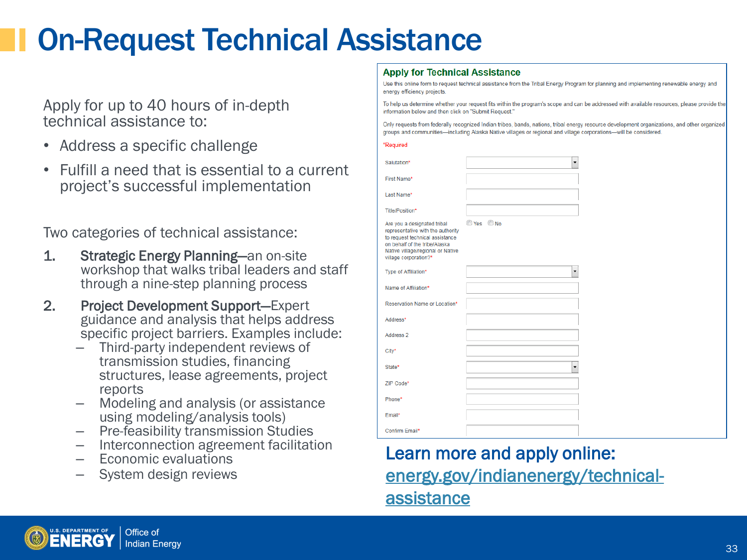# On-Request Technical Assistance

Apply for up to 40 hours of in-depth technical assistance to:

- Address a specific challenge
- Fulfill a need that is essential to a current project's successful implementation

Two categories of technical assistance:

1. **Strategic Energy Planning**—an on-site workshop that walks tribal leaders and staff through a nine-step planning process
2. **Project Development Support**—Expert guidance and analysis that helps address specific project barriers. Examples include:
   - Third-party independent reviews of transmission studies, financing structures, lease agreements, project reports
   - Modeling and analysis (or assistance using modeling/analysis tools)
   - Pre-feasibility transmission Studies
   - Interconnection agreement facilitation
   - Economic evaluations
   - System design reviews

## Apply for Technical Assistance

Use this online form to request technical assistance from the Tribal Energy Program for planning and implementing renewable energy and energy efficiency projects.

To help us determine whether your request fits within the program's scope and can be addressed with available resources, please provide the information below and then click on "Submit Request."

Only requests from federally recognized Indian tribes, bands, nations, tribal energy resource development organizations, and other organized groups and communities—including Alaska Native villages or regional and village corporations—will be considered.

*Required

Salutation*

First Name*

Last Name*

Title/Position*

Are you a designated tribal representative with the authority to request technical assistance on behalf of the tribe/Alaska Native village/regional or Native village corporation?* Yes No

Type of Affiliation*

Name of Affiliation*

Reservation Name or Location*

Address*

Address 2

City*

State*

ZIP Code*

Phone*

Email*

Confirm Email*

**Learn more and apply online:** [energy.gov/indianenergy/technical-assistance](energy.gov/indianenergy/technical-assistance)

U.S. DEPARTMENT OF ENERGY | Office of Indian Energy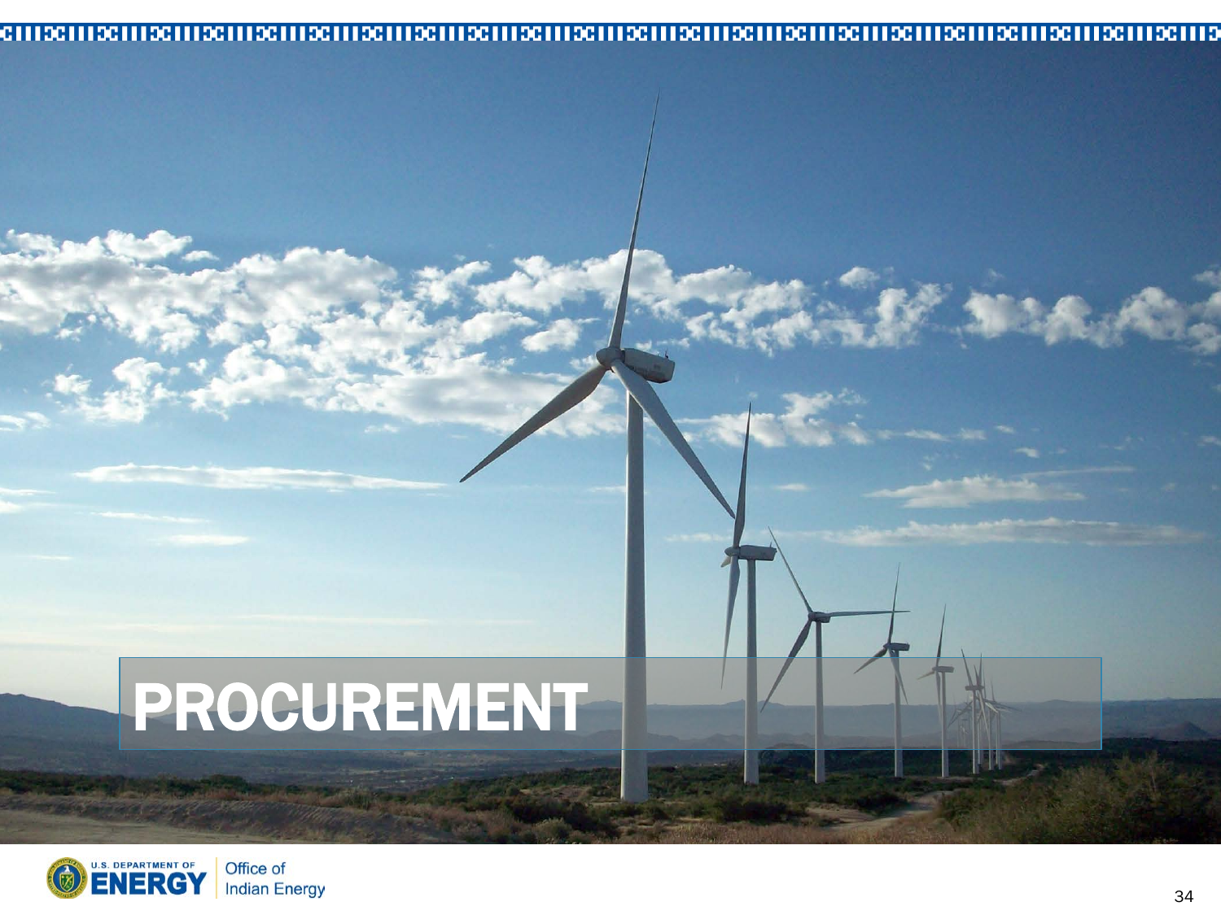# PROCUREMENT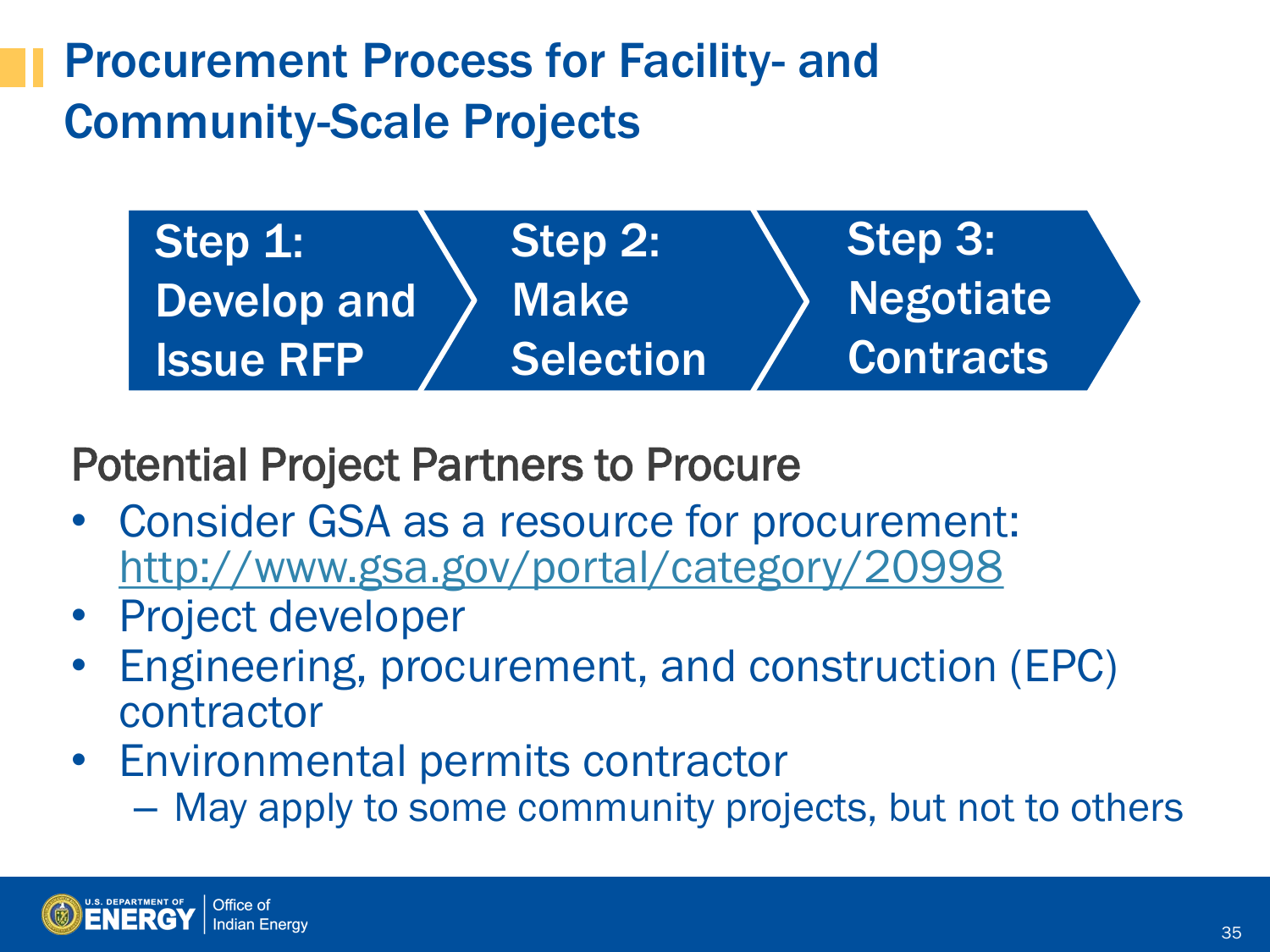# Procurement Process for Facility- and Community-Scale Projects

**Step 1: Develop and Issue RFP** → **Step 2: Make Selection** → **Step 3: Negotiate Contracts**

## Potential Project Partners to Procure

- Consider GSA as a resource for procurement: http://www.gsa.gov/portal/category/20998
- Project developer
- Engineering, procurement, and construction (EPC) contractor
- Environmental permits contractor
  - May apply to some community projects, but not to others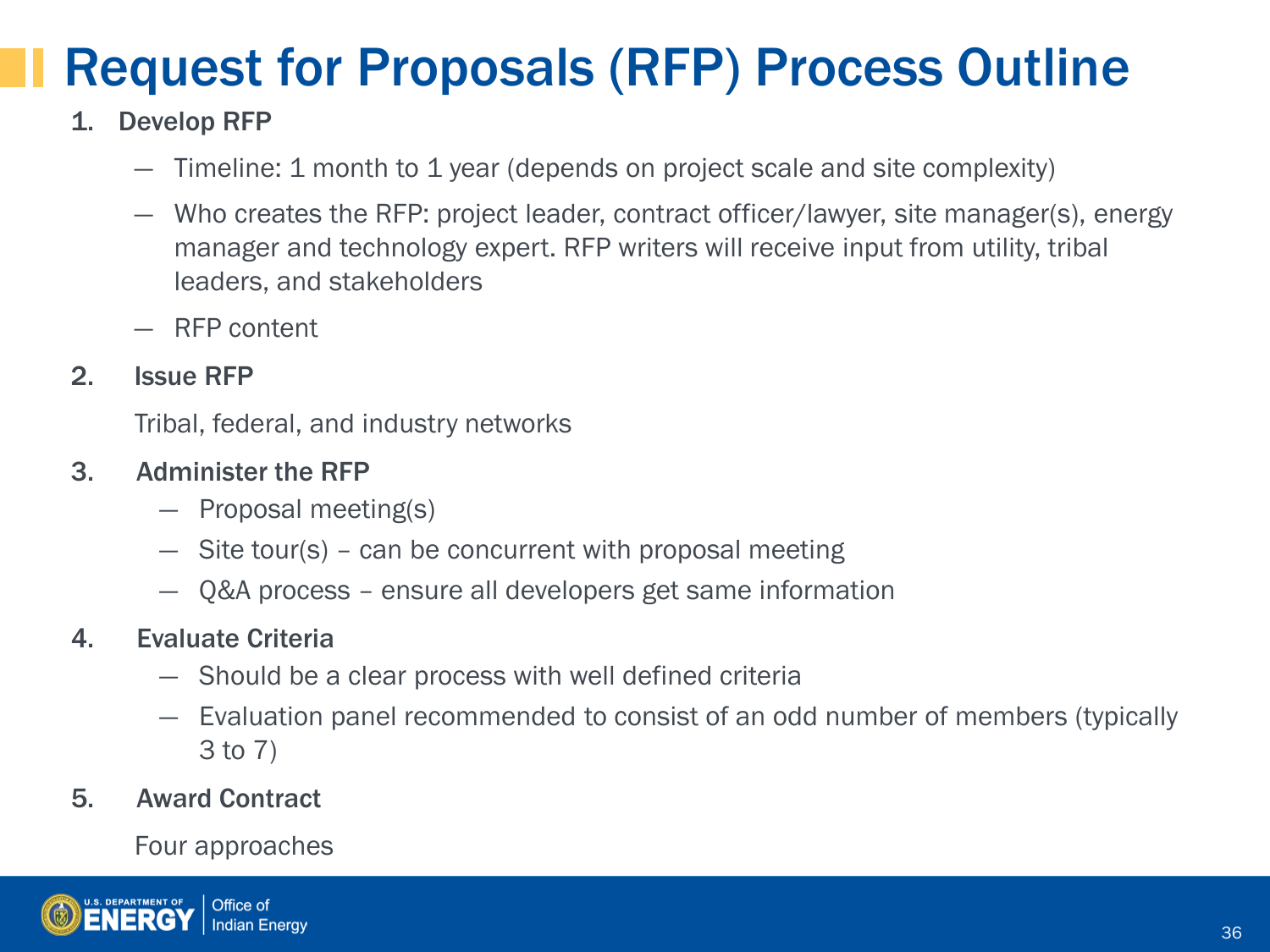# Request for Proposals (RFP) Process Outline

1. **Develop RFP**
   - Timeline: 1 month to 1 year (depends on project scale and site complexity)
   - Who creates the RFP: project leader, contract officer/lawyer, site manager(s), energy manager and technology expert. RFP writers will receive input from utility, tribal leaders, and stakeholders
   - RFP content

2. **Issue RFP**

   Tribal, federal, and industry networks

3. **Administer the RFP**
   - Proposal meeting(s)
   - Site tour(s) – can be concurrent with proposal meeting
   - Q&A process – ensure all developers get same information

4. **Evaluate Criteria**
   - Should be a clear process with well defined criteria
   - Evaluation panel recommended to consist of an odd number of members (typically 3 to 7)

5. **Award Contract**

   Four approaches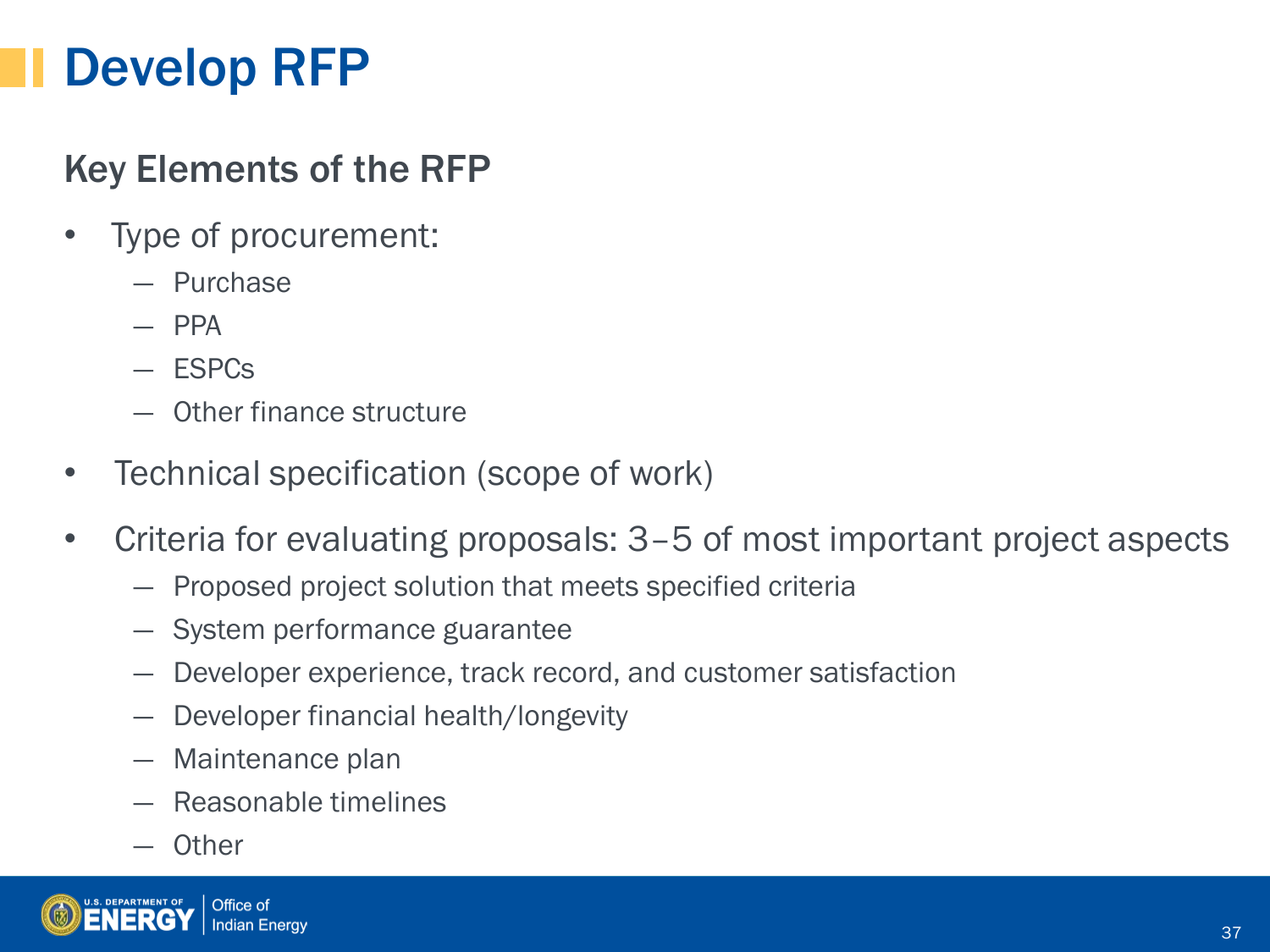# Develop RFP

## Key Elements of the RFP

- Type of procurement:
  - Purchase
  - PPA
  - ESPCs
  - Other finance structure
- Technical specification (scope of work)
- Criteria for evaluating proposals: 3–5 of most important project aspects
  - Proposed project solution that meets specified criteria
  - System performance guarantee
  - Developer experience, track record, and customer satisfaction
  - Developer financial health/longevity
  - Maintenance plan
  - Reasonable timelines
  - Other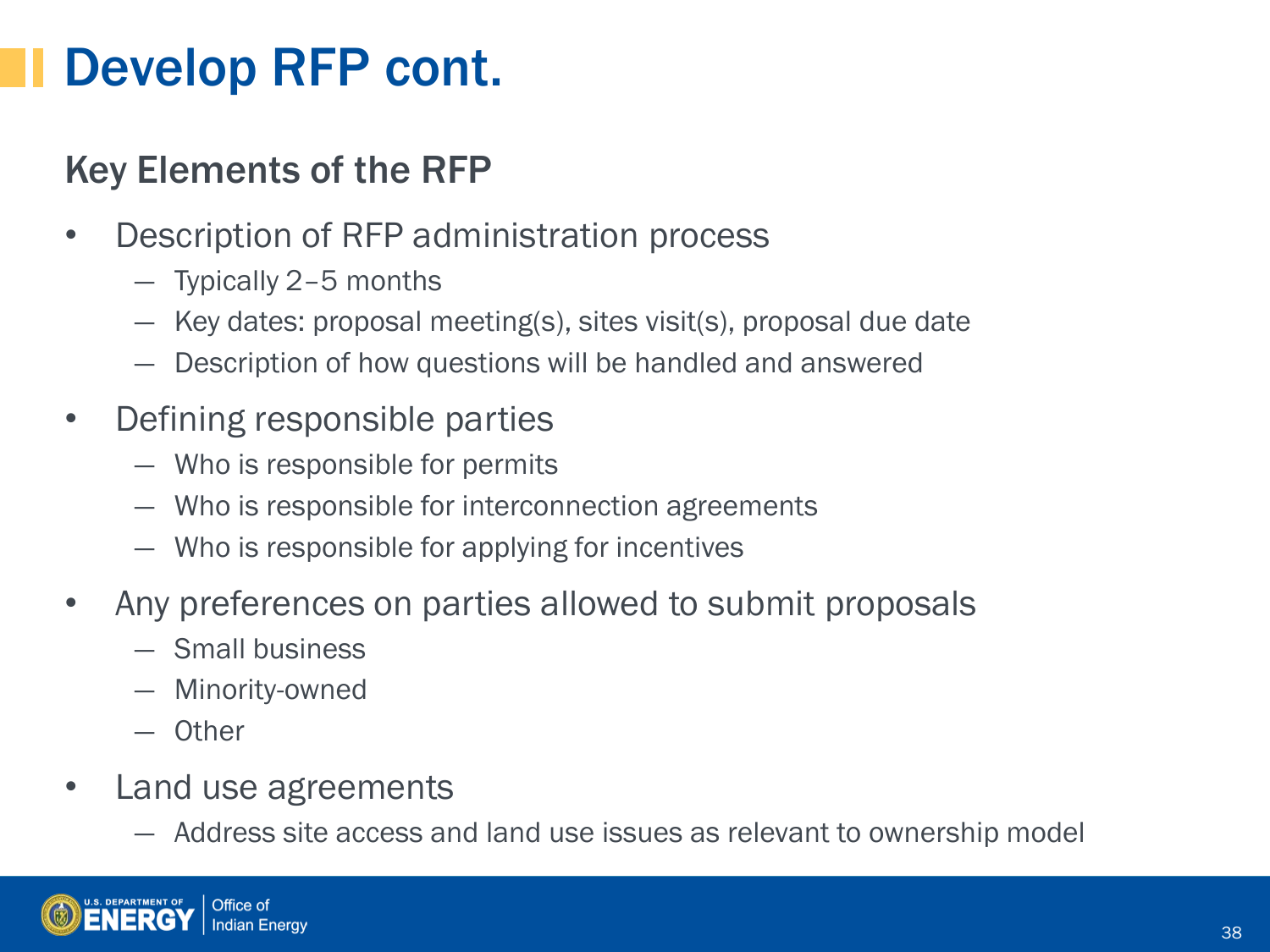# Develop RFP cont.

## Key Elements of the RFP

- Description of RFP administration process
  - Typically 2–5 months
  - Key dates: proposal meeting(s), sites visit(s), proposal due date
  - Description of how questions will be handled and answered
- Defining responsible parties
  - Who is responsible for permits
  - Who is responsible for interconnection agreements
  - Who is responsible for applying for incentives
- Any preferences on parties allowed to submit proposals
  - Small business
  - Minority-owned
  - Other
- Land use agreements
  - Address site access and land use issues as relevant to ownership model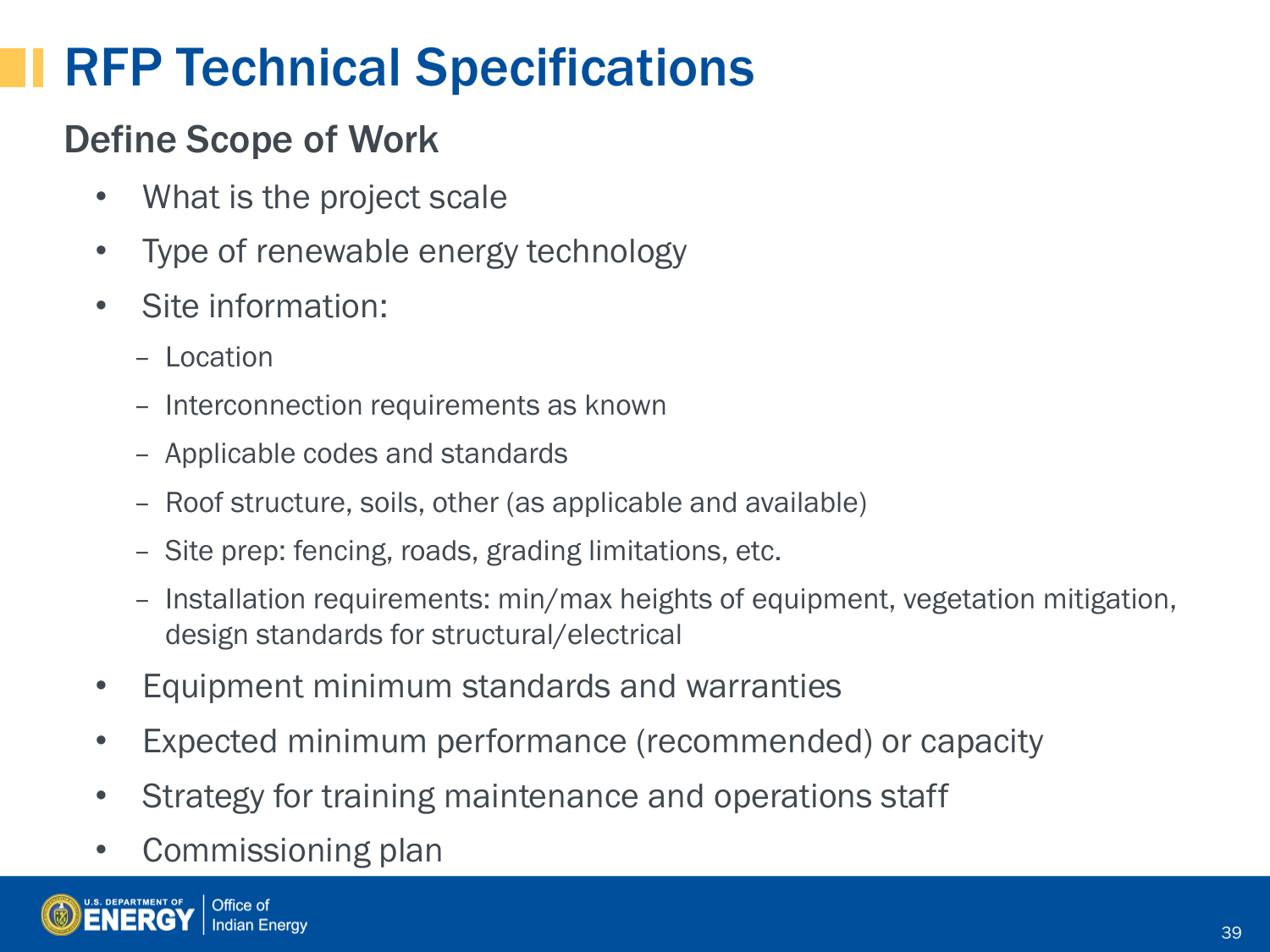# RFP Technical Specifications

## Define Scope of Work

- What is the project scale
- Type of renewable energy technology
- Site information:
  - Location
  - Interconnection requirements as known
  - Applicable codes and standards
  - Roof structure, soils, other (as applicable and available)
  - Site prep: fencing, roads, grading limitations, etc.
  - Installation requirements: min/max heights of equipment, vegetation mitigation, design standards for structural/electrical
- Equipment minimum standards and warranties
- Expected minimum performance (recommended) or capacity
- Strategy for training maintenance and operations staff
- Commissioning plan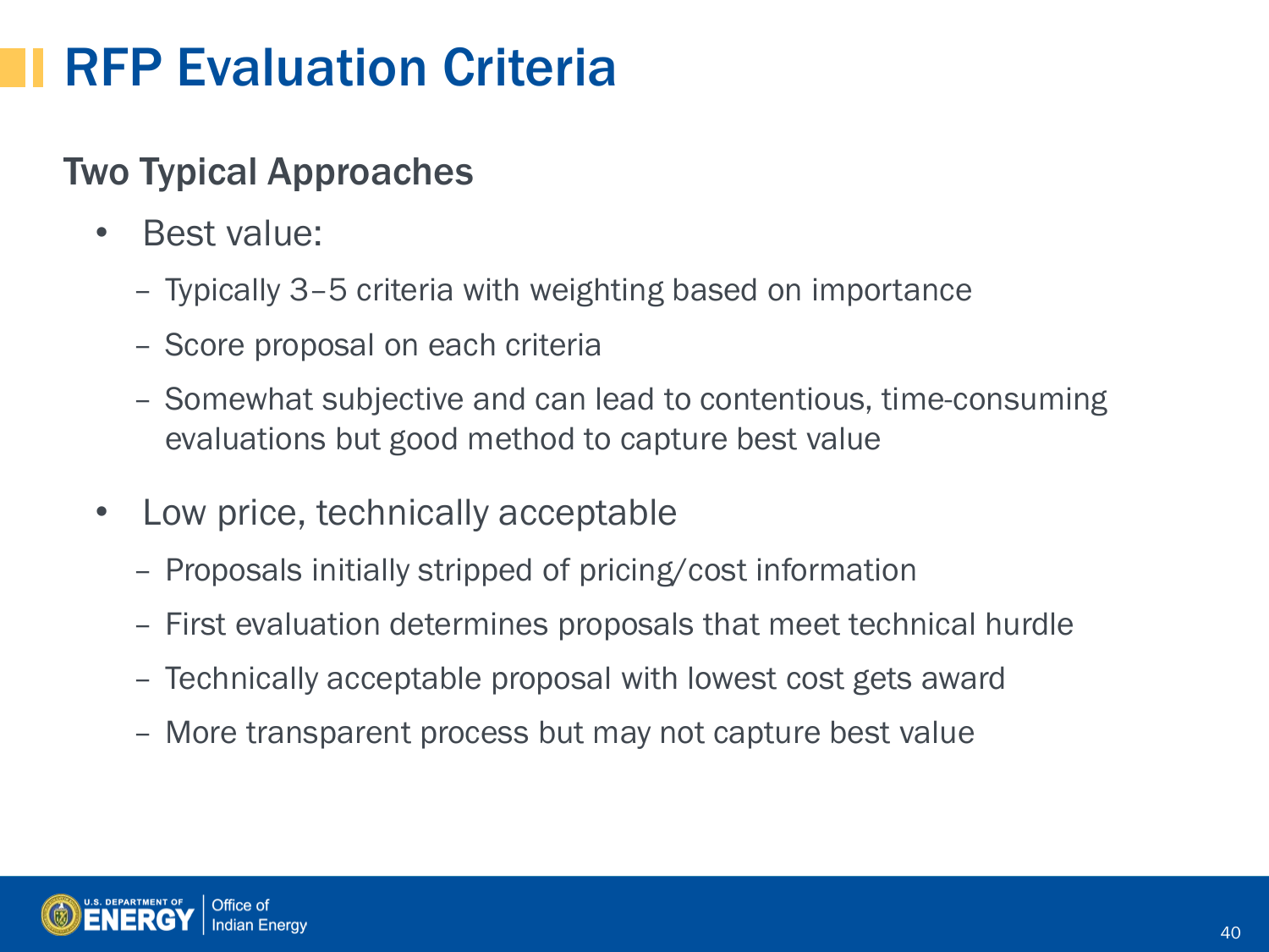# RFP Evaluation Criteria

## Two Typical Approaches

- Best value:
  - Typically 3–5 criteria with weighting based on importance
  - Score proposal on each criteria
  - Somewhat subjective and can lead to contentious, time-consuming evaluations but good method to capture best value
- Low price, technically acceptable
  - Proposals initially stripped of pricing/cost information
  - First evaluation determines proposals that meet technical hurdle
  - Technically acceptable proposal with lowest cost gets award
  - More transparent process but may not capture best value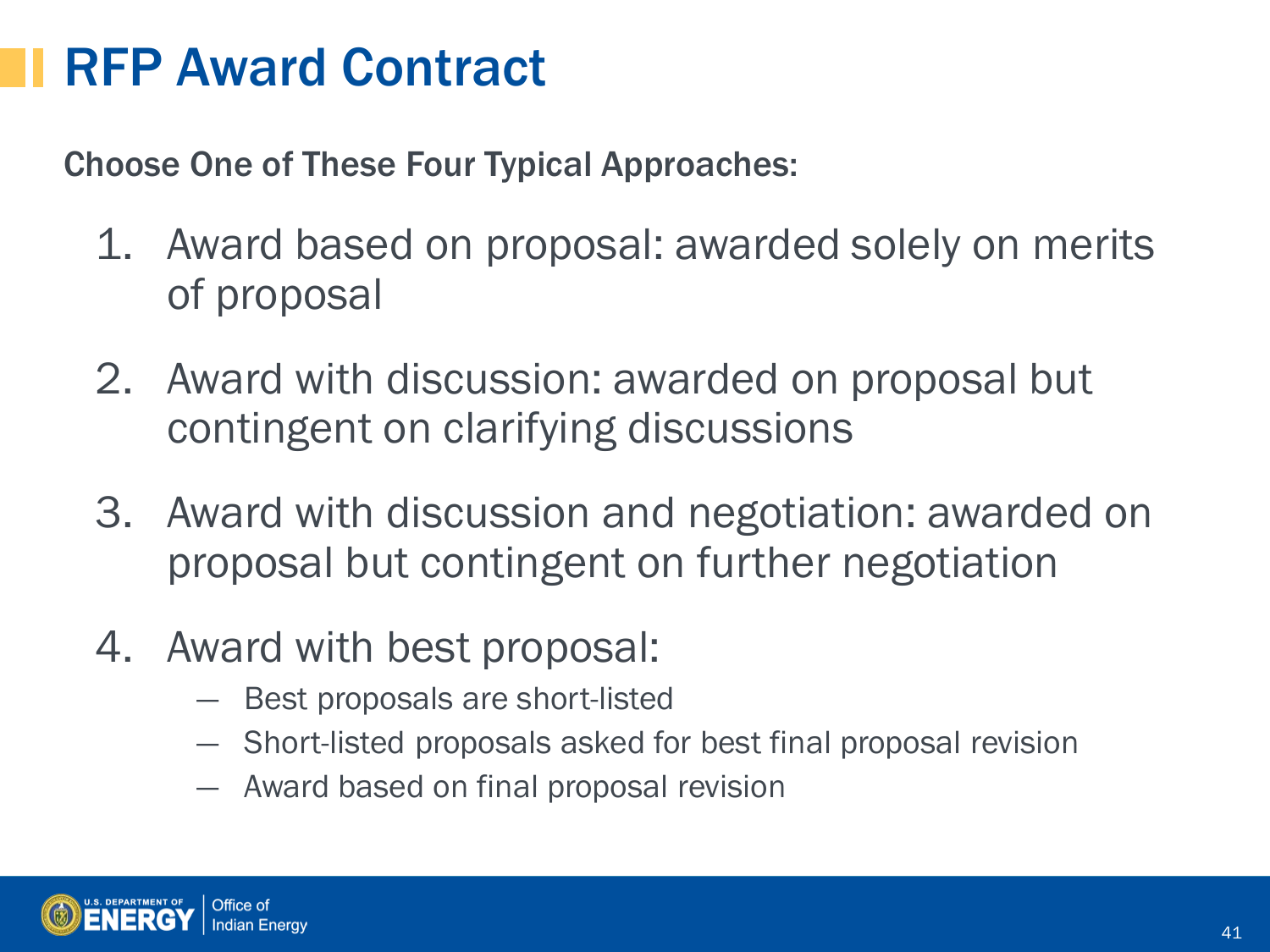# RFP Award Contract

**Choose One of These Four Typical Approaches:**

1. Award based on proposal: awarded solely on merits of proposal
2. Award with discussion: awarded on proposal but contingent on clarifying discussions
3. Award with discussion and negotiation: awarded on proposal but contingent on further negotiation
4. Award with best proposal:
   - Best proposals are short-listed
   - Short-listed proposals asked for best final proposal revision
   - Award based on final proposal revision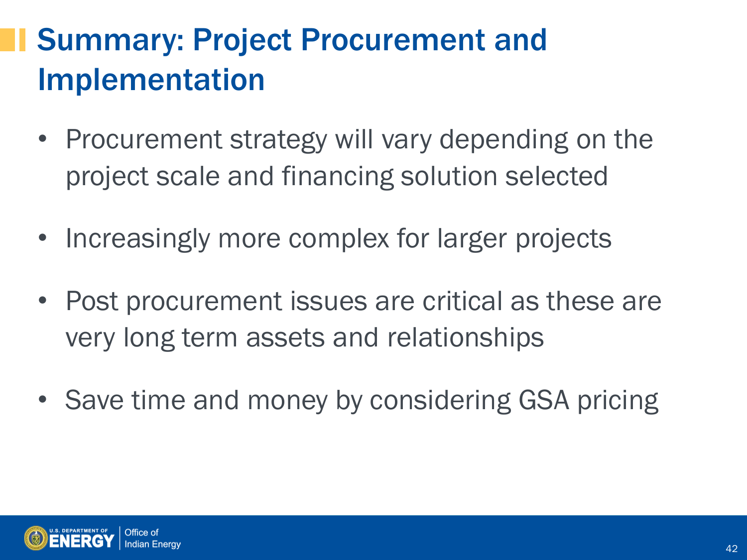# Summary: Project Procurement and Implementation

- Procurement strategy will vary depending on the project scale and financing solution selected
- Increasingly more complex for larger projects
- Post procurement issues are critical as these are very long term assets and relationships
- Save time and money by considering GSA pricing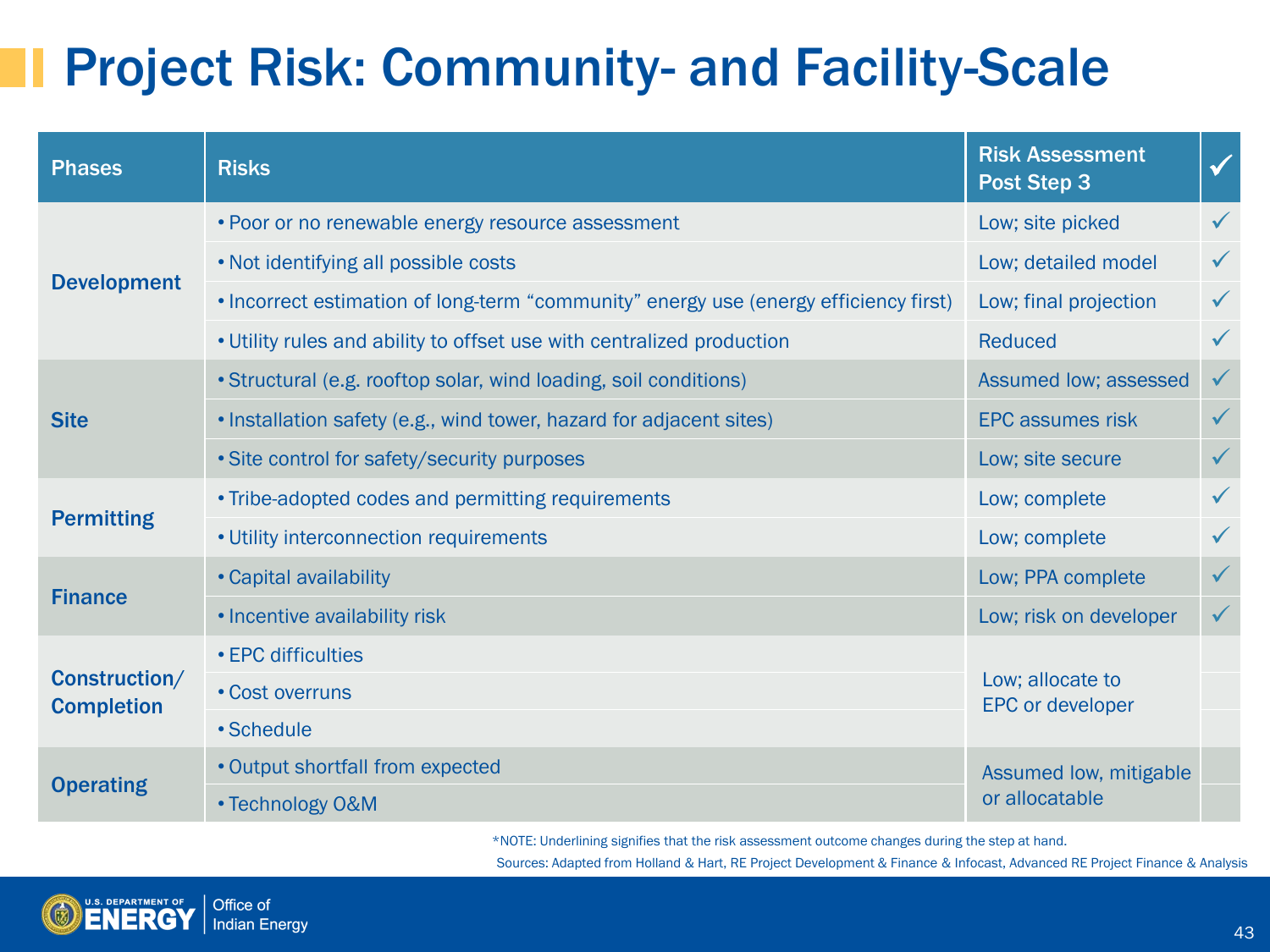# Project Risk: Community- and Facility-Scale

| Phases | Risks | Risk Assessment Post Step 3 | ✓ |
|---|---|---|---|
| Development | • Poor or no renewable energy resource assessment | Low; site picked | ✓ |
| | • Not identifying all possible costs | Low; detailed model | ✓ |
| | • Incorrect estimation of long-term "community" energy use (energy efficiency first) | Low; final projection | ✓ |
| | • Utility rules and ability to offset use with centralized production | Reduced | ✓ |
| Site | • Structural (e.g. rooftop solar, wind loading, soil conditions) | Assumed low; assessed | ✓ |
| | • Installation safety (e.g., wind tower, hazard for adjacent sites) | EPC assumes risk | ✓ |
| | • Site control for safety/security purposes | Low; site secure | ✓ |
| Permitting | • Tribe-adopted codes and permitting requirements | Low; complete | ✓ |
| | • Utility interconnection requirements | Low; complete | ✓ |
| Finance | • Capital availability | Low; PPA complete | ✓ |
| | • Incentive availability risk | Low; risk on developer | ✓ |
| Construction/ Completion | • EPC difficulties | Low; allocate to EPC or developer | |
| | • Cost overruns | | |
| | • Schedule | | |
| Operating | • Output shortfall from expected | Assumed low, mitigable or allocatable | |
| | • Technology O&M | | |

*NOTE: Underlining signifies that the risk assessment outcome changes during the step at hand.

Sources: Adapted from Holland & Hart, RE Project Development & Finance & Infocast, Advanced RE Project Finance & Analysis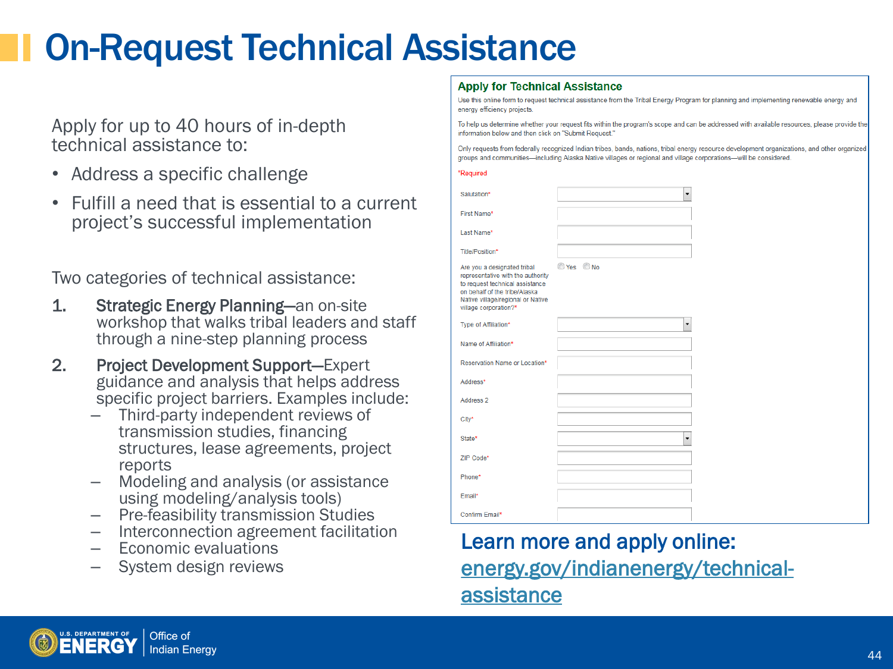# On-Request Technical Assistance

Apply for up to 40 hours of in-depth technical assistance to:

- Address a specific challenge
- Fulfill a need that is essential to a current project's successful implementation

Two categories of technical assistance:

1. **Strategic Energy Planning**—an on-site workshop that walks tribal leaders and staff through a nine-step planning process
2. **Project Development Support**—Expert guidance and analysis that helps address specific project barriers. Examples include:
   - Third-party independent reviews of transmission studies, financing structures, lease agreements, project reports
   - Modeling and analysis (or assistance using modeling/analysis tools)
   - Pre-feasibility transmission Studies
   - Interconnection agreement facilitation
   - Economic evaluations
   - System design reviews

**Apply for Technical Assistance**

Use this online form to request technical assistance from the Tribal Energy Program for planning and implementing renewable energy and energy efficiency projects.

To help us determine whether your request fits within the program's scope and can be addressed with available resources, please provide the information below and then click on "Submit Request."

Only requests from federally recognized Indian tribes, bands, nations, tribal energy resource development organizations, and other organized groups and communities—including Alaska Native villages or regional and village corporations—will be considered.

*Required

Salutation*

First Name*

Last Name*

Title/Position*

Are you a designated tribal representative with the authority to request technical assistance on behalf of the tribe/Alaska Native village/regional or Native village corporation?* Yes No

Type of Affiliation*

Name of Affiliation*

Reservation Name or Location*

Address*

Address 2

City*

State*

ZIP Code*

Phone*

Email*

Confirm Email*

**Learn more and apply online:**
**energy.gov/indianenergy/technical-assistance**

U.S. DEPARTMENT OF ENERGY | Office of Indian Energy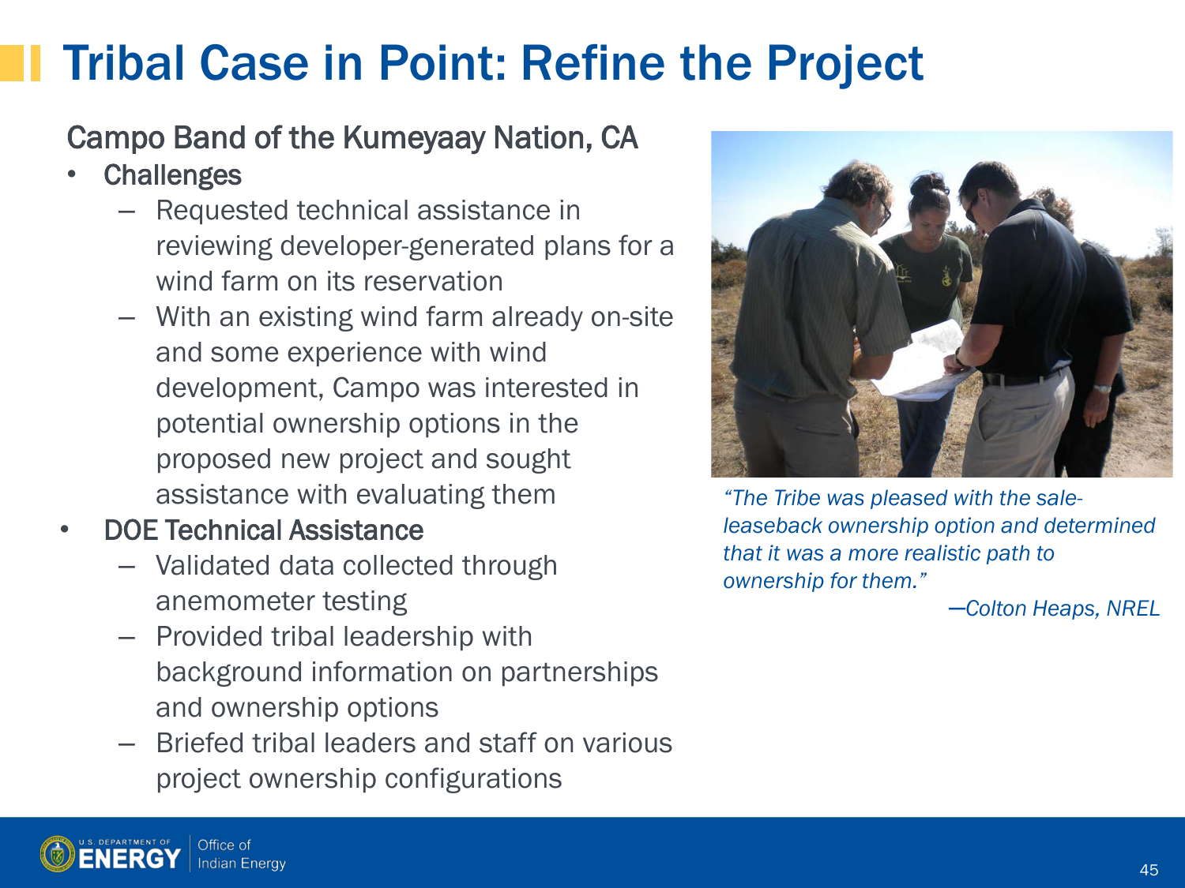# Tribal Case in Point: Refine the Project

## Campo Band of the Kumeyaay Nation, CA

- **Challenges**
  - Requested technical assistance in reviewing developer-generated plans for a wind farm on its reservation
  - With an existing wind farm already on-site and some experience with wind development, Campo was interested in potential ownership options in the proposed new project and sought assistance with evaluating them
- **DOE Technical Assistance**
  - Validated data collected through anemometer testing
  - Provided tribal leadership with background information on partnerships and ownership options
  - Briefed tribal leaders and staff on various project ownership configurations

*"The Tribe was pleased with the sale-leaseback ownership option and determined that it was a more realistic path to ownership for them."*

*—Colton Heaps, NREL*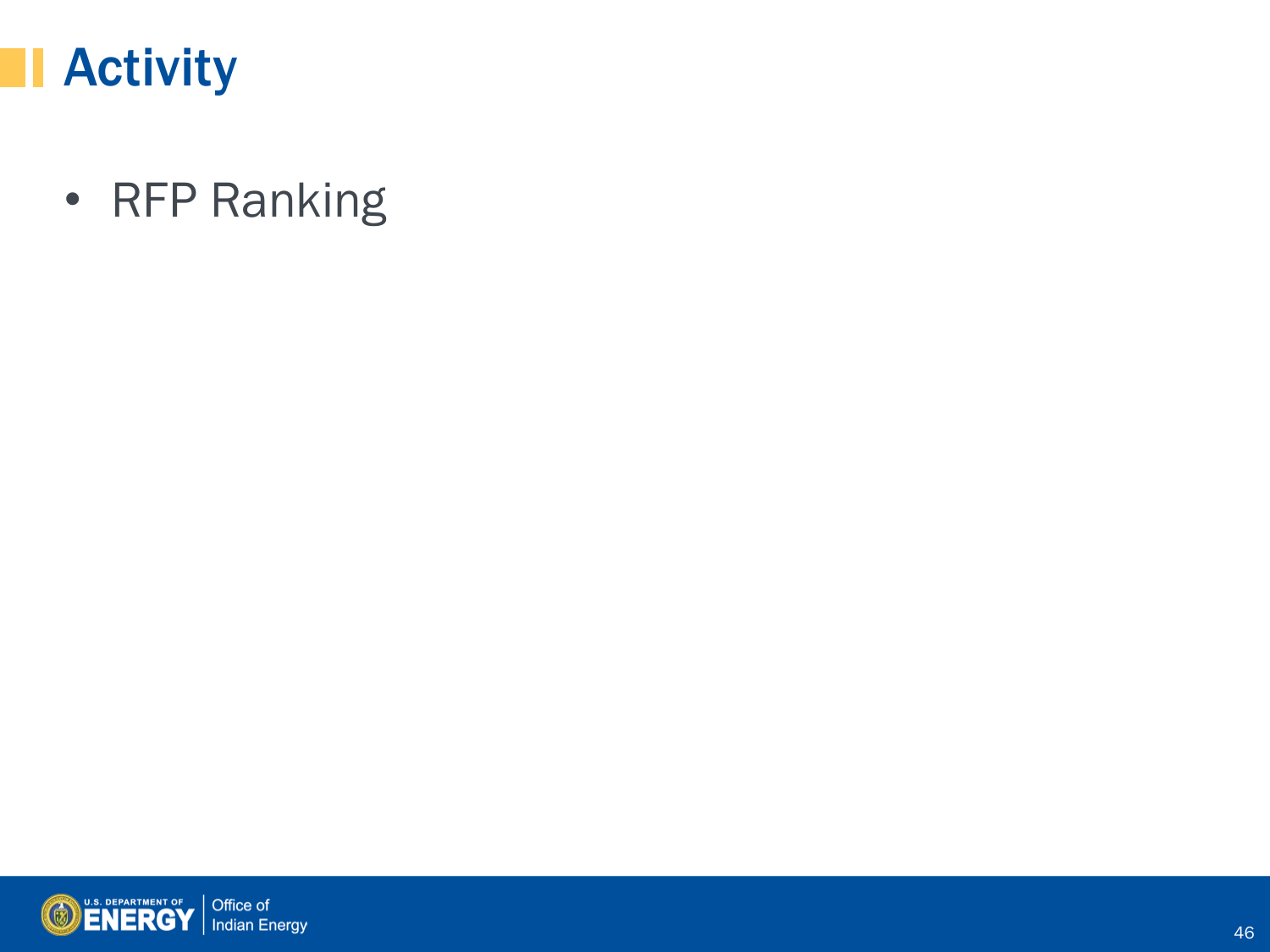# Activity

- RFP Ranking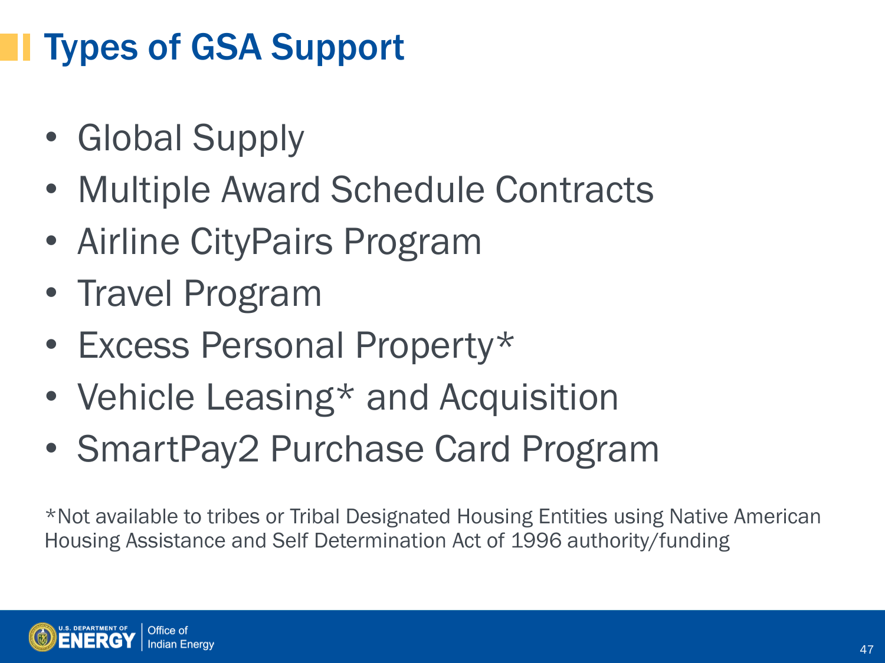# Types of GSA Support

- Global Supply
- Multiple Award Schedule Contracts
- Airline CityPairs Program
- Travel Program
- Excess Personal Property*
- Vehicle Leasing* and Acquisition
- SmartPay2 Purchase Card Program

*Not available to tribes or Tribal Designated Housing Entities using Native American Housing Assistance and Self Determination Act of 1996 authority/funding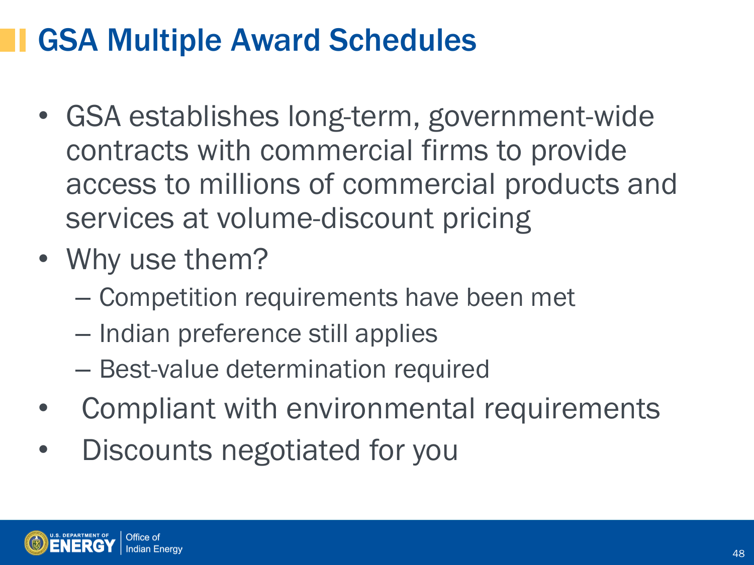# GSA Multiple Award Schedules

- GSA establishes long-term, government-wide contracts with commercial firms to provide access to millions of commercial products and services at volume-discount pricing
- Why use them?
  - Competition requirements have been met
  - Indian preference still applies
  - Best-value determination required
- Compliant with environmental requirements
- Discounts negotiated for you